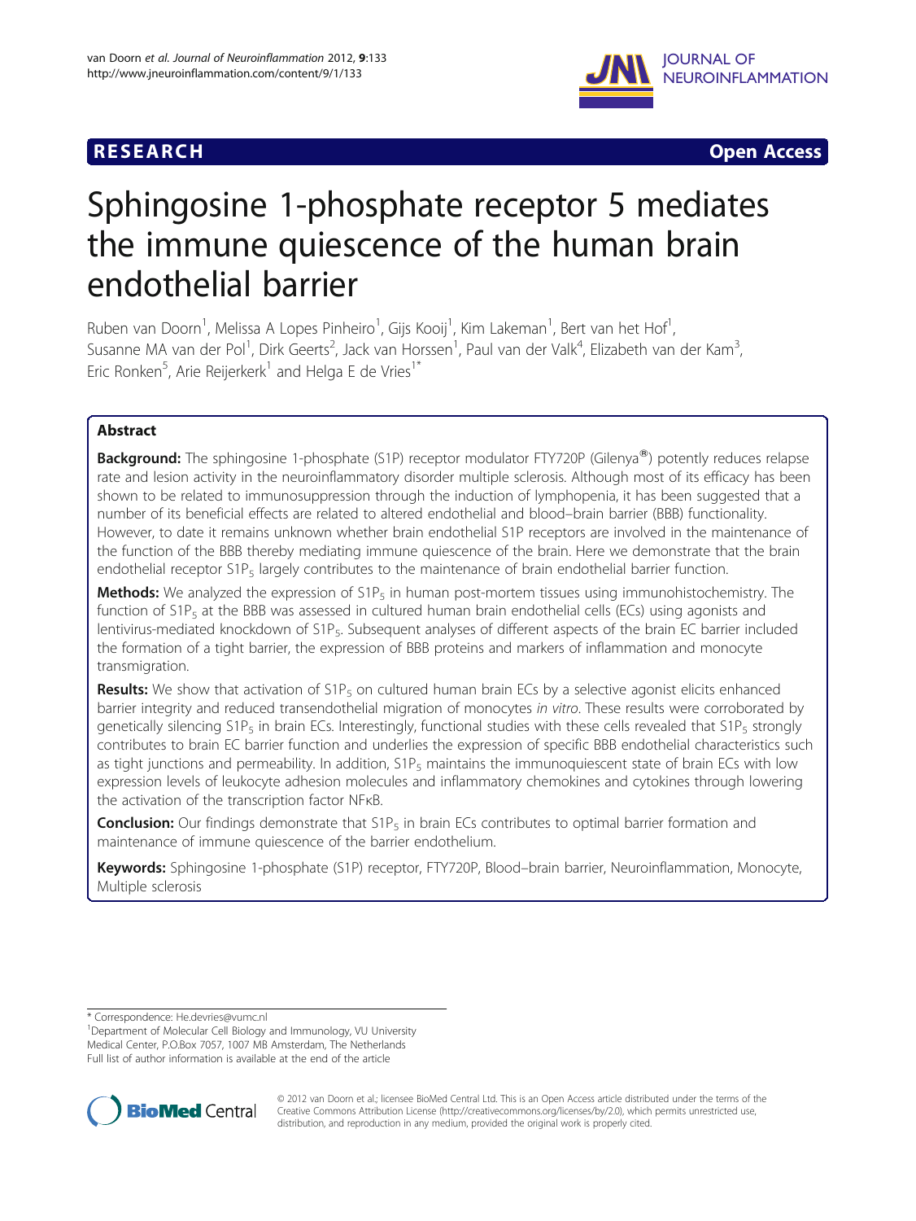**RESEARCH** **Open Access**

# Sphingosine 1-phosphate receptor 5 mediates the immune quiescence of the human brain endothelial barrier

Ruben van Doorn[1], Melissa A Lopes Pinheiro[1], Gijs Kooij[1], Kim Lakeman[1], Bert van het Hof[1], Susanne MA van der Pol[1], Dirk Geerts[2], Jack van Horssen[1], Paul van der Valk[4], Elizabeth van der Kam[3], Eric Ronken[5], Arie Reijerkerk[1] and Helga E de Vries[1*]

## Abstract

**Background:** The sphingosine 1-phosphate (S1P) receptor modulator FTY720P (Gilenya®) potently reduces relapse rate and lesion activity in the neuroinflammatory disorder multiple sclerosis. Although most of its efficacy has been shown to be related to immunosuppression through the induction of lymphopenia, it has been suggested that a number of its beneficial effects are related to altered endothelial and blood–brain barrier (BBB) functionality. However, to date it remains unknown whether brain endothelial S1P receptors are involved in the maintenance of the function of the BBB thereby mediating immune quiescence of the brain. Here we demonstrate that the brain endothelial receptor $S1P_5$ largely contributes to the maintenance of brain endothelial barrier function.

**Methods:** We analyzed the expression of $S1P_5$ in human post-mortem tissues using immunohistochemistry. The function of $S1P_5$ at the BBB was assessed in cultured human brain endothelial cells (ECs) using agonists and lentivirus-mediated knockdown of $S1P_5$. Subsequent analyses of different aspects of the brain EC barrier included the formation of a tight barrier, the expression of BBB proteins and markers of inflammation and monocyte transmigration.

**Results:** We show that activation of $S1P_5$ on cultured human brain ECs by a selective agonist elicits enhanced barrier integrity and reduced transendothelial migration of monocytes *in vitro*. These results were corroborated by genetically silencing $S1P_5$ in brain ECs. Interestingly, functional studies with these cells revealed that $S1P_5$ strongly contributes to brain EC barrier function and underlies the expression of specific BBB endothelial characteristics such as tight junctions and permeability. In addition, $S1P_5$ maintains the immunoquiescent state of brain ECs with low expression levels of leukocyte adhesion molecules and inflammatory chemokines and cytokines through lowering the activation of the transcription factor NFκB.

**Conclusion:** Our findings demonstrate that $S1P_5$ in brain ECs contributes to optimal barrier formation and maintenance of immune quiescence of the barrier endothelium.

**Keywords:** Sphingosine 1-phosphate (S1P) receptor, FTY720P, Blood–brain barrier, Neuroinflammation, Monocyte, Multiple sclerosis

---

* Correspondence: He.devries@vumc.nl
[1]Department of Molecular Cell Biology and Immunology, VU University Medical Center, P.O.Box 7057, 1007 MB Amsterdam, The Netherlands
Full list of author information is available at the end of the article

© 2012 van Doorn et al.; licensee BioMed Central Ltd. This is an Open Access article distributed under the terms of the Creative Commons Attribution License (http://creativecommons.org/licenses/by/2.0), which permits unrestricted use, distribution, and reproduction in any medium, provided the original work is properly cited.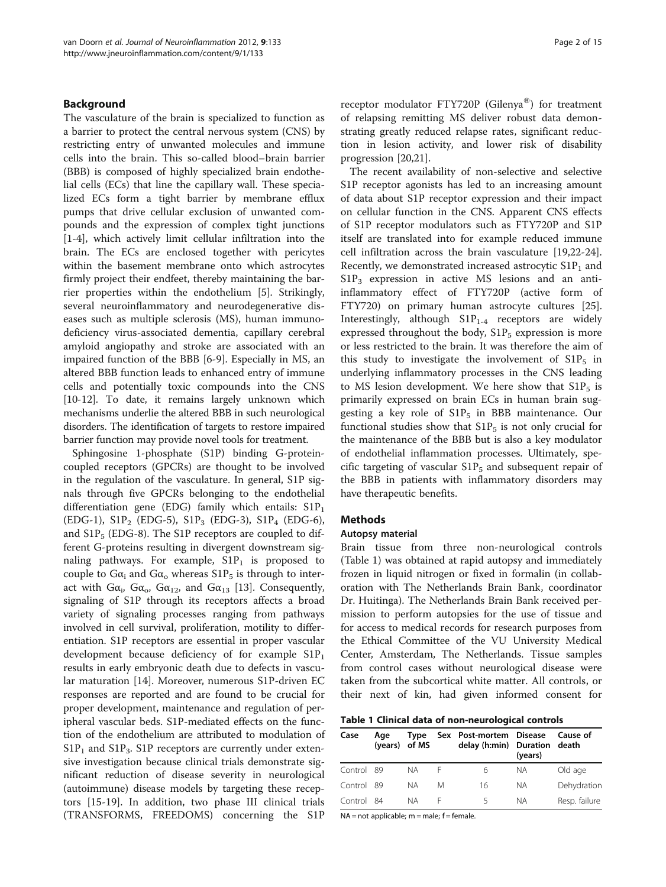## Background

The vasculature of the brain is specialized to function as a barrier to protect the central nervous system (CNS) by restricting entry of unwanted molecules and immune cells into the brain. This so-called blood–brain barrier (BBB) is composed of highly specialized brain endothelial cells (ECs) that line the capillary wall. These specialized ECs form a tight barrier by membrane efflux pumps that drive cellular exclusion of unwanted compounds and the expression of complex tight junctions [1-4], which actively limit cellular infiltration into the brain. The ECs are enclosed together with pericytes within the basement membrane onto which astrocytes firmly project their endfeet, thereby maintaining the barrier properties within the endothelium [5]. Strikingly, several neuroinflammatory and neurodegenerative diseases such as multiple sclerosis (MS), human immunodeficiency virus-associated dementia, capillary cerebral amyloid angiopathy and stroke are associated with an impaired function of the BBB [6-9]. Especially in MS, an altered BBB function leads to enhanced entry of immune cells and potentially toxic compounds into the CNS [10-12]. To date, it remains largely unknown which mechanisms underlie the altered BBB in such neurological disorders. The identification of targets to restore impaired barrier function may provide novel tools for treatment.

Sphingosine 1-phosphate (S1P) binding G-protein-coupled receptors (GPCRs) are thought to be involved in the regulation of the vasculature. In general, S1P signals through five GPCRs belonging to the endothelial differentiation gene (EDG) family which entails: $S1P_1$ (EDG-1), $S1P_2$ (EDG-5), $S1P_3$ (EDG-3), $S1P_4$ (EDG-6), and $S1P_5$ (EDG-8). The S1P receptors are coupled to different G-proteins resulting in divergent downstream signaling pathways. For example, $S1P_1$ is proposed to couple to $G\alpha_i$ and $G\alpha_o$ whereas $S1P_5$ is through to interact with $G\alpha_i$, $G\alpha_o$, $G\alpha_{12}$, and $G\alpha_{13}$ [13]. Consequently, signaling of S1P through its receptors affects a broad variety of signaling processes ranging from pathways involved in cell survival, proliferation, motility to differentiation. S1P receptors are essential in proper vascular development because deficiency of for example $S1P_1$ results in early embryonic death due to defects in vascular maturation [14]. Moreover, numerous S1P-driven EC responses are reported and are found to be crucial for proper development, maintenance and regulation of peripheral vascular beds. S1P-mediated effects on the function of the endothelium are attributed to modulation of $S1P_1$ and $S1P_3$. S1P receptors are currently under extensive investigation because clinical trials demonstrate significant reduction of disease severity in neurological (autoimmune) disease models by targeting these receptors [15-19]. In addition, two phase III clinical trials (TRANSFORMS, FREEDOMS) concerning the S1P receptor modulator FTY720P (Gilenya®) for treatment of relapsing remitting MS deliver robust data demonstrating greatly reduced relapse rates, significant reduction in lesion activity, and lower risk of disability progression [20,21].

The recent availability of non-selective and selective S1P receptor agonists has led to an increasing amount of data about S1P receptor expression and their impact on cellular function in the CNS. Apparent CNS effects of S1P receptor modulators such as FTY720P and S1P itself are translated into for example reduced immune cell infiltration across the brain vasculature [19,22-24]. Recently, we demonstrated increased astrocytic $S1P_1$ and $S1P_3$ expression in active MS lesions and an anti-inflammatory effect of FTY720P (active form of FTY720) on primary human astrocyte cultures [25]. Interestingly, although $S1P_{1\text{-}4}$ receptors are widely expressed throughout the body, $S1P_5$ expression is more or less restricted to the brain. It was therefore the aim of this study to investigate the involvement of $S1P_5$ in underlying inflammatory processes in the CNS leading to MS lesion development. We here show that $S1P_5$ is primarily expressed on brain ECs in human brain suggesting a key role of $S1P_5$ in BBB maintenance. Our functional studies show that $S1P_5$ is not only crucial for the maintenance of the BBB but is also a key modulator of endothelial inflammation processes. Ultimately, specific targeting of vascular $S1P_5$ and subsequent repair of the BBB in patients with inflammatory disorders may have therapeutic benefits.

## Methods

### Autopsy material

Brain tissue from three non-neurological controls (Table 1) was obtained at rapid autopsy and immediately frozen in liquid nitrogen or fixed in formalin (in collaboration with The Netherlands Brain Bank, coordinator Dr. Huitinga). The Netherlands Brain Bank received permission to perform autopsies for the use of tissue and for access to medical records for research purposes from the Ethical Committee of the VU University Medical Center, Amsterdam, The Netherlands. Tissue samples from control cases without neurological disease were taken from the subcortical white matter. All controls, or their next of kin, had given informed consent for

**Table 1 Clinical data of non-neurological controls**

| Case | Age (years) | Type of MS | Sex | Post-mortem delay (h:min) | Disease Duration (years) | Cause of death |
|---|---|---|---|---|---|---|
| Control | 89 | NA | F | 6 | NA | Old age |
| Control | 89 | NA | M | 16 | NA | Dehydration |
| Control | 84 | NA | F | 5 | NA | Resp. failure |

NA = not applicable; m = male; f = female.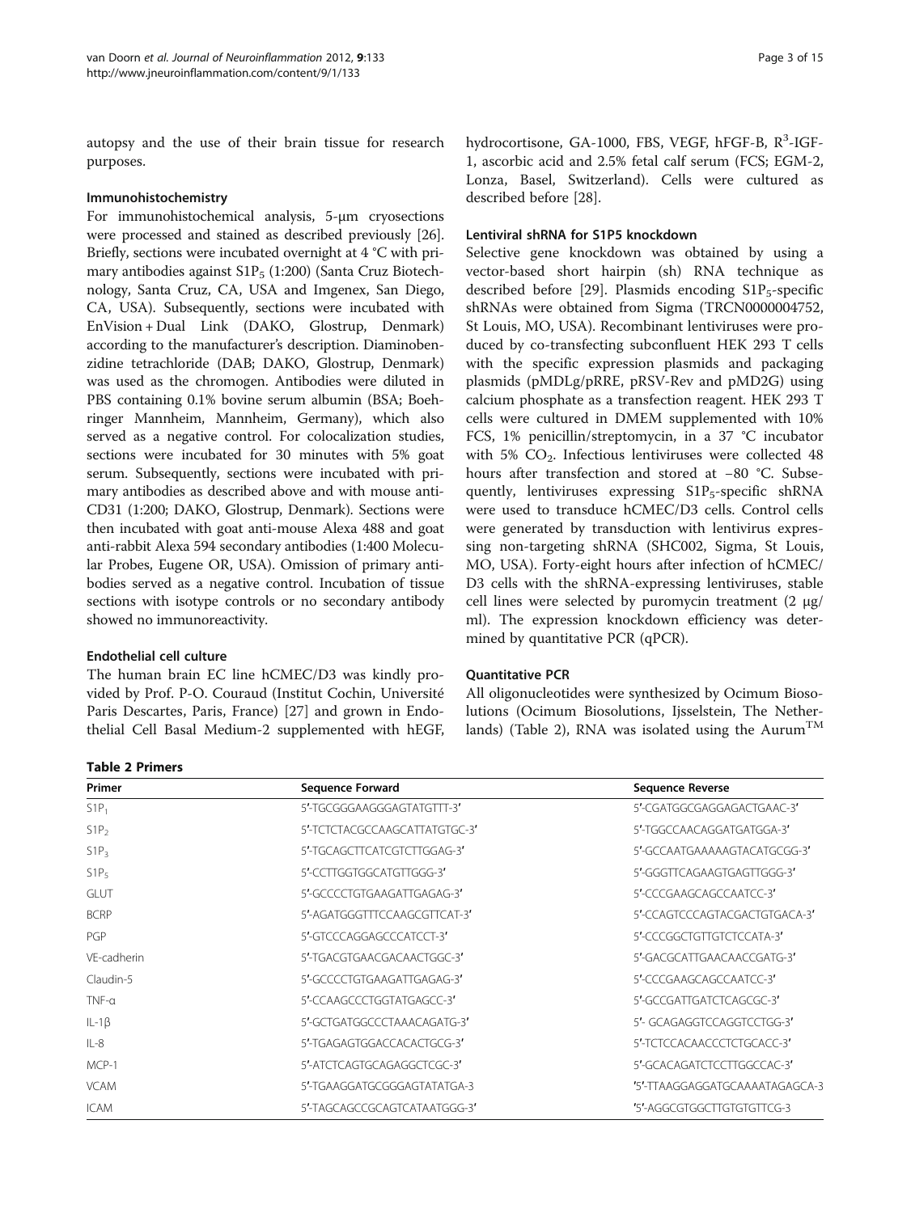autopsy and the use of their brain tissue for research purposes.

#### Immunohistochemistry

For immunohistochemical analysis, 5-μm cryosections were processed and stained as described previously [26]. Briefly, sections were incubated overnight at 4 °C with primary antibodies against $S1P_5$ (1:200) (Santa Cruz Biotechnology, Santa Cruz, CA, USA and Imgenex, San Diego, CA, USA). Subsequently, sections were incubated with EnVision + Dual Link (DAKO, Glostrup, Denmark) according to the manufacturer's description. Diaminobenzidine tetrachloride (DAB; DAKO, Glostrup, Denmark) was used as the chromogen. Antibodies were diluted in PBS containing 0.1% bovine serum albumin (BSA; Boehringer Mannheim, Mannheim, Germany), which also served as a negative control. For colocalization studies, sections were incubated for 30 minutes with 5% goat serum. Subsequently, sections were incubated with primary antibodies as described above and with mouse anti-CD31 (1:200; DAKO, Glostrup, Denmark). Sections were then incubated with goat anti-mouse Alexa 488 and goat anti-rabbit Alexa 594 secondary antibodies (1:400 Molecular Probes, Eugene OR, USA). Omission of primary antibodies served as a negative control. Incubation of tissue sections with isotype controls or no secondary antibody showed no immunoreactivity.

#### Endothelial cell culture

The human brain EC line hCMEC/D3 was kindly provided by Prof. P-O. Couraud (Institut Cochin, Université Paris Descartes, Paris, France) [27] and grown in Endothelial Cell Basal Medium-2 supplemented with hEGF, hydrocortisone, GA-1000, FBS, VEGF, hFGF-B, $R^3$-IGF-1, ascorbic acid and 2.5% fetal calf serum (FCS; EGM-2, Lonza, Basel, Switzerland). Cells were cultured as described before [28].

#### Lentiviral shRNA for S1P5 knockdown

Selective gene knockdown was obtained by using a vector-based short hairpin (sh) RNA technique as described before [29]. Plasmids encoding $S1P_5$-specific shRNAs were obtained from Sigma (TRCN0000004752, St Louis, MO, USA). Recombinant lentiviruses were produced by co-transfecting subconfluent HEK 293 T cells with the specific expression plasmids and packaging plasmids (pMDLg/pRRE, pRSV-Rev and pMD2G) using calcium phosphate as a transfection reagent. HEK 293 T cells were cultured in DMEM supplemented with 10% FCS, 1% penicillin/streptomycin, in a 37 °C incubator with 5% $CO_2$. Infectious lentiviruses were collected 48 hours after transfection and stored at −80 °C. Subsequently, lentiviruses expressing $S1P_5$-specific shRNA were used to transduce hCMEC/D3 cells. Control cells were generated by transduction with lentivirus expressing non-targeting shRNA (SHC002, Sigma, St Louis, MO, USA). Forty-eight hours after infection of hCMEC/D3 cells with the shRNA-expressing lentiviruses, stable cell lines were selected by puromycin treatment (2 μg/ml). The expression knockdown efficiency was determined by quantitative PCR (qPCR).

#### Quantitative PCR

All oligonucleotides were synthesized by Ocimum Biosolutions (Ocimum Biosolutions, Ijsselstein, The Netherlands) (Table 2), RNA was isolated using the Aurum™

**Table 2 Primers**

| Primer | Sequence Forward | Sequence Reverse |
|---|---|---|
| $S1P_1$ | 5′-TGCGGGAAGGGAGTATGTTT-3′ | 5′-CGATGGCGAGGAGACTGAAC-3′ |
| $S1P_2$ | 5′-TCTCTACGCCAAGCATTATGTGC-3′ | 5′-TGGCCAACAGGATGATGGA-3′ |
| $S1P_3$ | 5′-TGCAGCTTCATCGTCTTGGAG-3′ | 5′-GCCAATGAAAAAGTACATGCGG-3′ |
| $S1P_5$ | 5′-CCTTGGTGGCATGTTGGG-3′ | 5′-GGGTTCAGAAGTGAGTTGGG-3′ |
| GLUT | 5′-GCCCCTGTGAAGATTGAGAG-3′ | 5′-CCCGAAGCAGCCAATCC-3′ |
| BCRP | 5′-AGATGGGTTTCCAAGCGTTCAT-3′ | 5′-CCAGTCCCAGTACGACTGTGACA-3′ |
| PGP | 5′-GTCCCAGGAGCCCATCCT-3′ | 5′-CCCGGCTGTTGTCTCCATA-3′ |
| VE-cadherin | 5′-TGACGTGAACGACAACTGGC-3′ | 5′-GACGCATTGAACAACCGATG-3′ |
| Claudin-5 | 5′-GCCCCTGTGAAGATTGAGAG-3′ | 5′-CCCGAAGCAGCCAATCC-3′ |
| TNF-α | 5′-CCAAGCCCTGGTATGAGCC-3′ | 5′-GCCGATTGATCTCAGCGC-3′ |
| IL-1β | 5′-GCTGATGGCCCTAAACAGATG-3′ | 5′- GCAGAGGTCCAGGTCCTGG-3′ |
| IL-8 | 5′-TGAGAGTGGACCACACTGCG-3′ | 5′-TCTCCACAACCCTCTGCACC-3′ |
| MCP-1 | 5′-ATCTCAGTGCAGAGGCTCGC-3′ | 5′-GCACAGATCTCCTTGGCCAC-3′ |
| VCAM | 5′-TGAAGGATGCGGGAGTATATGA-3 | '5′-TTAAGGAGGATGCAAAATAGAGCA-3 |
| ICAM | 5′-TAGCAGCCGCAGTCATAATGGG-3′ | '5′-AGGCGTGGCTTGTGTGTTCG-3 |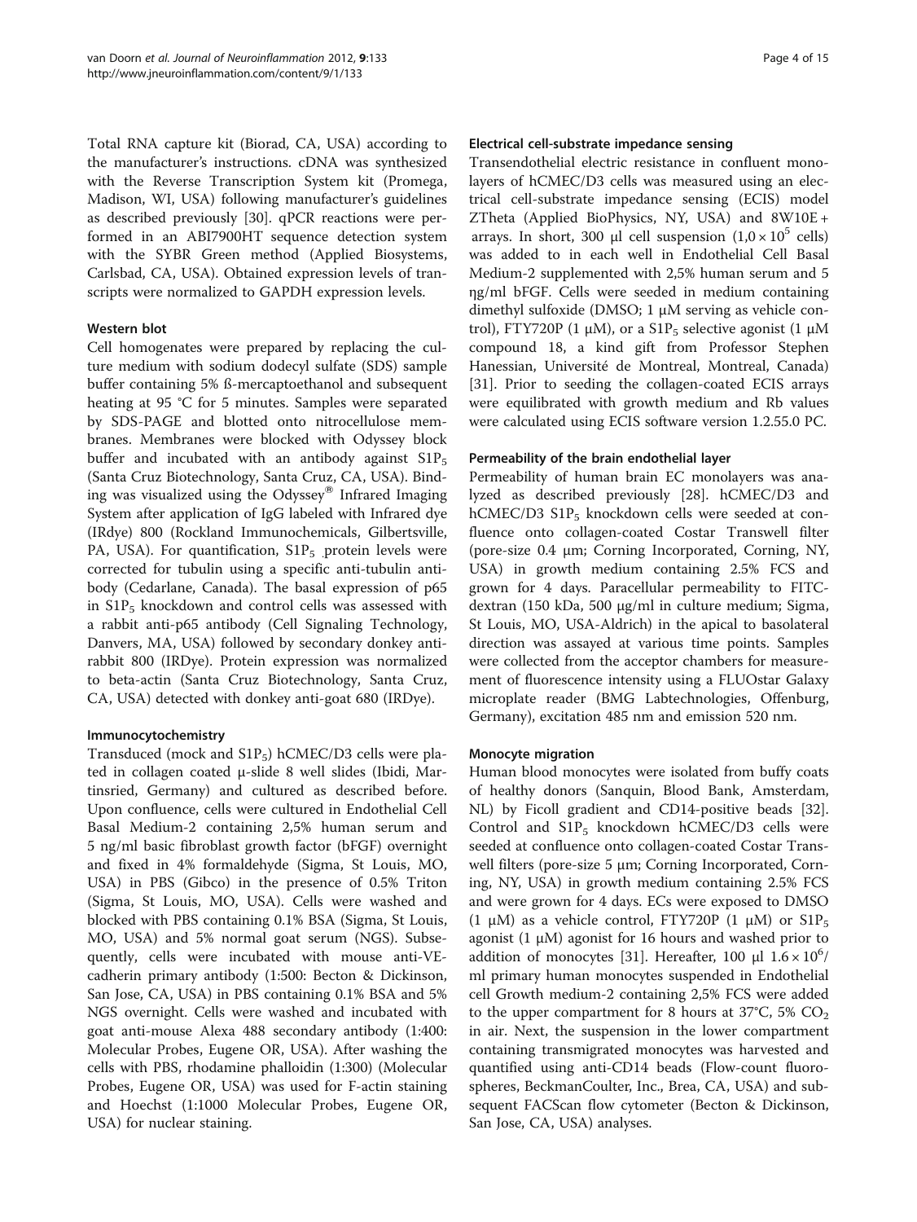Total RNA capture kit (Biorad, CA, USA) according to the manufacturer's instructions. cDNA was synthesized with the Reverse Transcription System kit (Promega, Madison, WI, USA) following manufacturer's guidelines as described previously [30]. qPCR reactions were performed in an ABI7900HT sequence detection system with the SYBR Green method (Applied Biosystems, Carlsbad, CA, USA). Obtained expression levels of transcripts were normalized to GAPDH expression levels.

#### Western blot

Cell homogenates were prepared by replacing the culture medium with sodium dodecyl sulfate (SDS) sample buffer containing 5% ß-mercaptoethanol and subsequent heating at 95 °C for 5 minutes. Samples were separated by SDS-PAGE and blotted onto nitrocellulose membranes. Membranes were blocked with Odyssey block buffer and incubated with an antibody against $S1P_5$ (Santa Cruz Biotechnology, Santa Cruz, CA, USA). Binding was visualized using the Odyssey® Infrared Imaging System after application of IgG labeled with Infrared dye (IRdye) 800 (Rockland Immunochemicals, Gilbertsville, PA, USA). For quantification, $S1P_5$ protein levels were corrected for tubulin using a specific anti-tubulin antibody (Cedarlane, Canada). The basal expression of p65 in $S1P_5$ knockdown and control cells was assessed with a rabbit anti-p65 antibody (Cell Signaling Technology, Danvers, MA, USA) followed by secondary donkey anti-rabbit 800 (IRDye). Protein expression was normalized to beta-actin (Santa Cruz Biotechnology, Santa Cruz, CA, USA) detected with donkey anti-goat 680 (IRDye).

#### Immunocytochemistry

Transduced (mock and $S1P_5$) hCMEC/D3 cells were plated in collagen coated μ-slide 8 well slides (Ibidi, Martinsried, Germany) and cultured as described before. Upon confluence, cells were cultured in Endothelial Cell Basal Medium-2 containing 2,5% human serum and 5 ng/ml basic fibroblast growth factor (bFGF) overnight and fixed in 4% formaldehyde (Sigma, St Louis, MO, USA) in PBS (Gibco) in the presence of 0.5% Triton (Sigma, St Louis, MO, USA). Cells were washed and blocked with PBS containing 0.1% BSA (Sigma, St Louis, MO, USA) and 5% normal goat serum (NGS). Subsequently, cells were incubated with mouse anti-VE-cadherin primary antibody (1:500: Becton & Dickinson, San Jose, CA, USA) in PBS containing 0.1% BSA and 5% NGS overnight. Cells were washed and incubated with goat anti-mouse Alexa 488 secondary antibody (1:400: Molecular Probes, Eugene OR, USA). After washing the cells with PBS, rhodamine phalloidin (1:300) (Molecular Probes, Eugene OR, USA) was used for F-actin staining and Hoechst (1:1000 Molecular Probes, Eugene OR, USA) for nuclear staining.

#### Electrical cell-substrate impedance sensing

Transendothelial electric resistance in confluent monolayers of hCMEC/D3 cells was measured using an electrical cell-substrate impedance sensing (ECIS) model ZTheta (Applied BioPhysics, NY, USA) and 8W10E + arrays. In short, 300 μl cell suspension ($1,0 \times 10^5$ cells) was added to in each well in Endothelial Cell Basal Medium-2 supplemented with 2,5% human serum and 5 ηg/ml bFGF. Cells were seeded in medium containing dimethyl sulfoxide (DMSO; 1 μM serving as vehicle control), FTY720P (1 μM), or a $S1P_5$ selective agonist (1 μM compound 18, a kind gift from Professor Stephen Hanessian, Université de Montreal, Montreal, Canada) [31]. Prior to seeding the collagen-coated ECIS arrays were equilibrated with growth medium and Rb values were calculated using ECIS software version 1.2.55.0 PC.

#### Permeability of the brain endothelial layer

Permeability of human brain EC monolayers was analyzed as described previously [28]. hCMEC/D3 and hCMEC/D3 $S1P_5$ knockdown cells were seeded at confluence onto collagen-coated Costar Transwell filter (pore-size 0.4 μm; Corning Incorporated, Corning, NY, USA) in growth medium containing 2.5% FCS and grown for 4 days. Paracellular permeability to FITC-dextran (150 kDa, 500 μg/ml in culture medium; Sigma, St Louis, MO, USA-Aldrich) in the apical to basolateral direction was assayed at various time points. Samples were collected from the acceptor chambers for measurement of fluorescence intensity using a FLUOstar Galaxy microplate reader (BMG Labtechnologies, Offenburg, Germany), excitation 485 nm and emission 520 nm.

#### Monocyte migration

Human blood monocytes were isolated from buffy coats of healthy donors (Sanquin, Blood Bank, Amsterdam, NL) by Ficoll gradient and CD14-positive beads [32]. Control and $S1P_5$ knockdown hCMEC/D3 cells were seeded at confluence onto collagen-coated Costar Transwell filters (pore-size 5 μm; Corning Incorporated, Corning, NY, USA) in growth medium containing 2.5% FCS and were grown for 4 days. ECs were exposed to DMSO (1 μM) as a vehicle control, FTY720P (1 μM) or $S1P_5$ agonist (1 μM) for 16 hours and washed prior to addition of monocytes [31]. Hereafter, 100 μl $1.6 \times 10^6$/ml primary human monocytes suspended in Endothelial cell Growth medium-2 containing 2,5% FCS were added to the upper compartment for 8 hours at 37°C, 5% $CO_2$ in air. Next, the suspension in the lower compartment containing transmigrated monocytes was harvested and quantified using anti-CD14 beads (Flow-count fluorospheres, BeckmanCoulter, Inc., Brea, CA, USA) and subsequent FACScan flow cytometer (Becton & Dickinson, San Jose, CA, USA) analyses.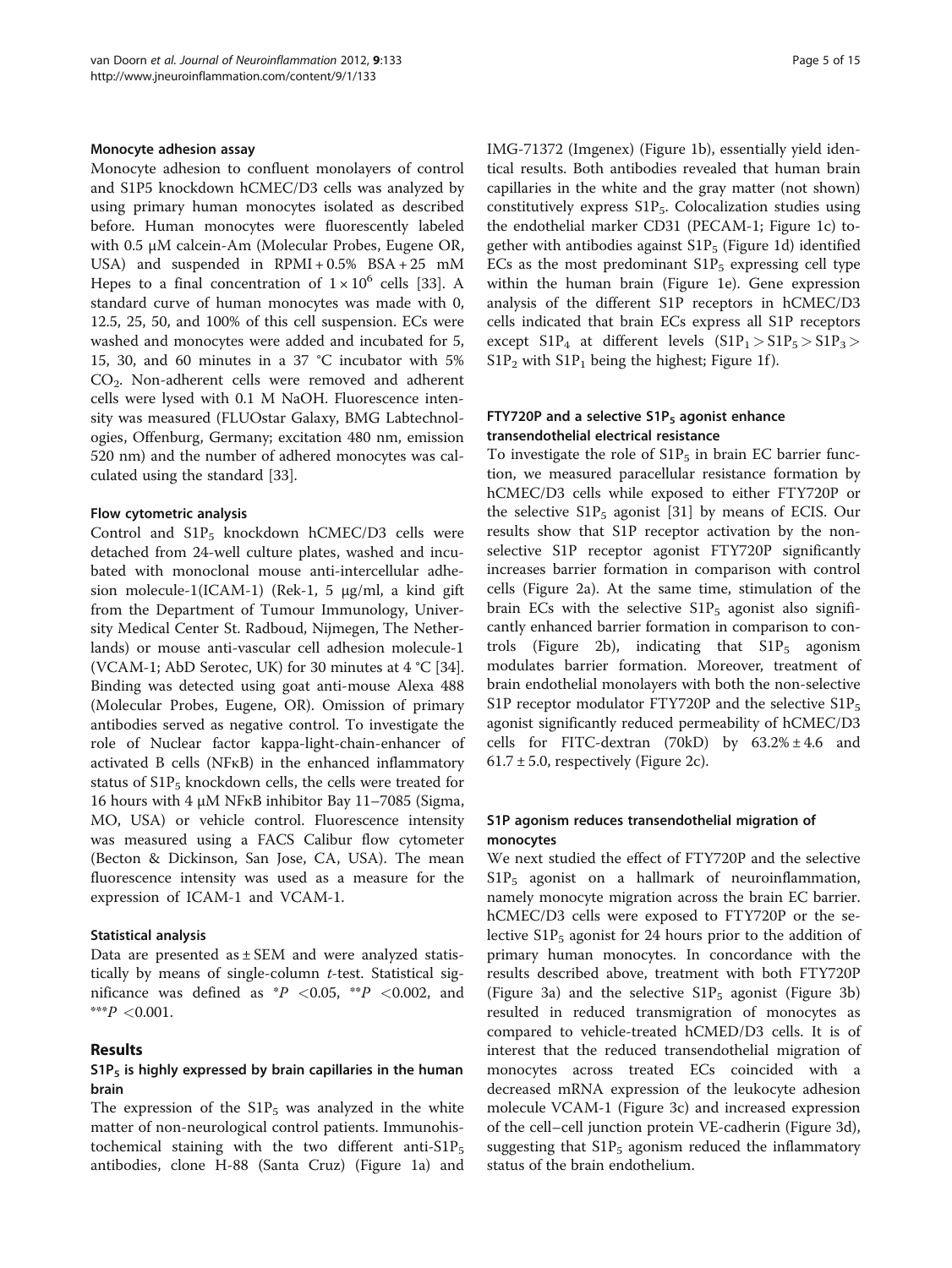#### Monocyte adhesion assay

Monocyte adhesion to confluent monolayers of control and S1P5 knockdown hCMEC/D3 cells was analyzed by using primary human monocytes isolated as described before. Human monocytes were fluorescently labeled with 0.5 μM calcein-Am (Molecular Probes, Eugene OR, USA) and suspended in RPMI + 0.5% BSA + 25 mM Hepes to a final concentration of $1 \times 10^6$ cells [33]. A standard curve of human monocytes was made with 0, 12.5, 25, 50, and 100% of this cell suspension. ECs were washed and monocytes were added and incubated for 5, 15, 30, and 60 minutes in a 37 °C incubator with 5% $CO_2$. Non-adherent cells were removed and adherent cells were lysed with 0.1 M NaOH. Fluorescence intensity was measured (FLUOstar Galaxy, BMG Labtechnologies, Offenburg, Germany; excitation 480 nm, emission 520 nm) and the number of adhered monocytes was calculated using the standard [33].

#### Flow cytometric analysis

Control and $S1P_5$ knockdown hCMEC/D3 cells were detached from 24-well culture plates, washed and incubated with monoclonal mouse anti-intercellular adhesion molecule-1(ICAM-1) (Rek-1, 5 μg/ml, a kind gift from the Department of Tumour Immunology, University Medical Center St. Radboud, Nijmegen, The Netherlands) or mouse anti-vascular cell adhesion molecule-1 (VCAM-1; AbD Serotec, UK) for 30 minutes at 4 °C [34]. Binding was detected using goat anti-mouse Alexa 488 (Molecular Probes, Eugene, OR). Omission of primary antibodies served as negative control. To investigate the role of Nuclear factor kappa-light-chain-enhancer of activated B cells (NFκB) in the enhanced inflammatory status of $S1P_5$ knockdown cells, the cells were treated for 16 hours with 4 μM NFκB inhibitor Bay 11–7085 (Sigma, MO, USA) or vehicle control. Fluorescence intensity was measured using a FACS Calibur flow cytometer (Becton & Dickinson, San Jose, CA, USA). The mean fluorescence intensity was used as a measure for the expression of ICAM-1 and VCAM-1.

#### Statistical analysis

Data are presented as ± SEM and were analyzed statistically by means of single-column *t*-test. Statistical significance was defined as $^{*}P < 0.05$, $^{**}P < 0.002$, and $^{***}P < 0.001$.

## Results

### $S1P_5$ is highly expressed by brain capillaries in the human brain

The expression of the $S1P_5$ was analyzed in the white matter of non-neurological control patients. Immunohistochemical staining with the two different anti-$S1P_5$ antibodies, clone H-88 (Santa Cruz) (Figure 1a) and IMG-71372 (Imgenex) (Figure 1b), essentially yield identical results. Both antibodies revealed that human brain capillaries in the white and the gray matter (not shown) constitutively express $S1P_5$. Colocalization studies using the endothelial marker CD31 (PECAM-1; Figure 1c) together with antibodies against $S1P_5$ (Figure 1d) identified ECs as the most predominant $S1P_5$ expressing cell type within the human brain (Figure 1e). Gene expression analysis of the different S1P receptors in hCMEC/D3 cells indicated that brain ECs express all S1P receptors except $S1P_4$ at different levels ($S1P_1 > S1P_5 > S1P_3 > S1P_2$ with $S1P_1$ being the highest; Figure 1f).

### FTY720P and a selective $S1P_5$ agonist enhance transendothelial electrical resistance

To investigate the role of $S1P_5$ in brain EC barrier function, we measured paracellular resistance formation by hCMEC/D3 cells while exposed to either FTY720P or the selective $S1P_5$ agonist [31] by means of ECIS. Our results show that S1P receptor activation by the non-selective S1P receptor agonist FTY720P significantly increases barrier formation in comparison with control cells (Figure 2a). At the same time, stimulation of the brain ECs with the selective $S1P_5$ agonist also significantly enhanced barrier formation in comparison to controls (Figure 2b), indicating that $S1P_5$ agonism modulates barrier formation. Moreover, treatment of brain endothelial monolayers with both the non-selective S1P receptor modulator FTY720P and the selective $S1P_5$ agonist significantly reduced permeability of hCMEC/D3 cells for FITC-dextran (70kD) by 63.2% ± 4.6 and 61.7 ± 5.0, respectively (Figure 2c).

### S1P agonism reduces transendothelial migration of monocytes

We next studied the effect of FTY720P and the selective $S1P_5$ agonist on a hallmark of neuroinflammation, namely monocyte migration across the brain EC barrier. hCMEC/D3 cells were exposed to FTY720P or the selective $S1P_5$ agonist for 24 hours prior to the addition of primary human monocytes. In concordance with the results described above, treatment with both FTY720P (Figure 3a) and the selective $S1P_5$ agonist (Figure 3b) resulted in reduced transmigration of monocytes as compared to vehicle-treated hCMED/D3 cells. It is of interest that the reduced transendothelial migration of monocytes across treated ECs coincided with a decreased mRNA expression of the leukocyte adhesion molecule VCAM-1 (Figure 3c) and increased expression of the cell–cell junction protein VE-cadherin (Figure 3d), suggesting that $S1P_5$ agonism reduced the inflammatory status of the brain endothelium.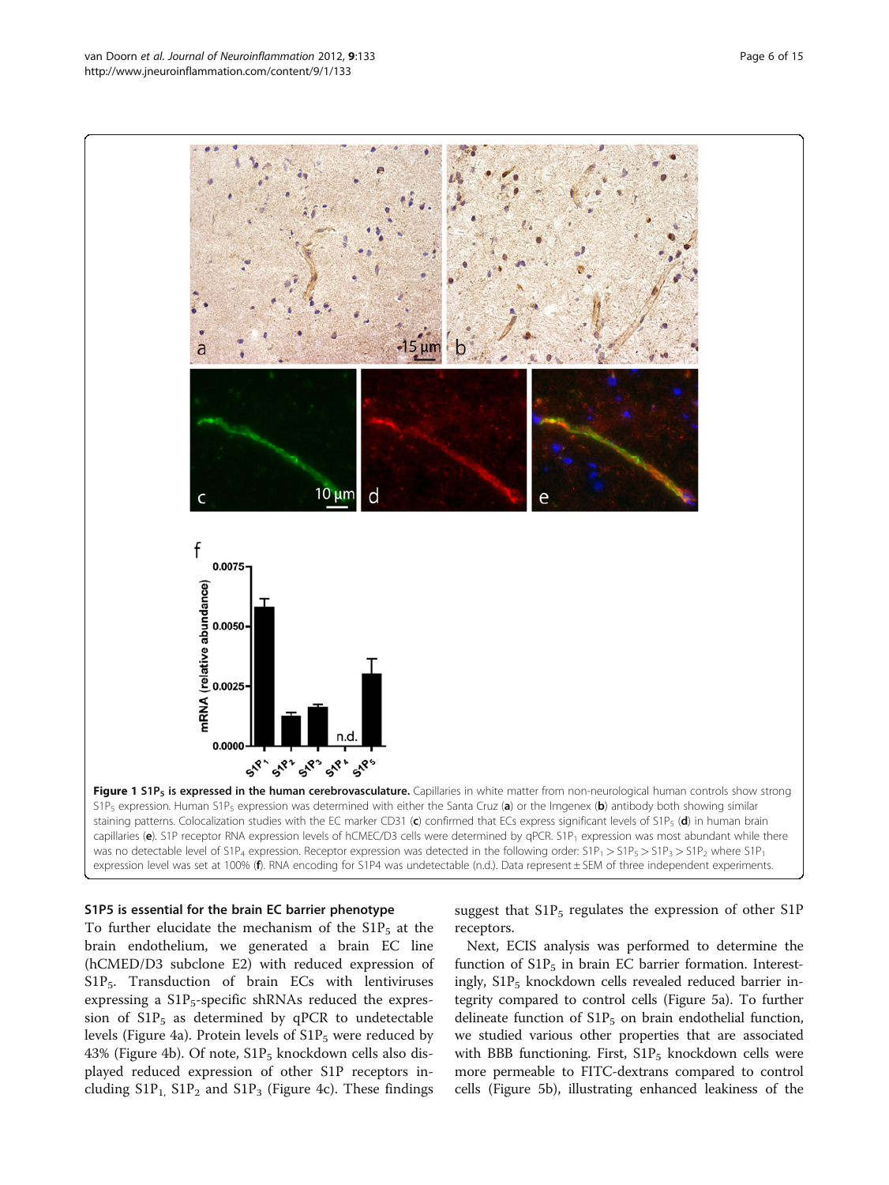**Figure 1 $S1P_5$ is expressed in the human cerebrovasculature.** Capillaries in white matter from non-neurological human controls show strong $S1P_5$ expression. Human $S1P_5$ expression was determined with either the Santa Cruz (**a**) or the Imgenex (**b**) antibody both showing similar staining patterns. Colocalization studies with the EC marker CD31 (**c**) confirmed that ECs express significant levels of $S1P_5$ (**d**) in human brain capillaries (**e**). S1P receptor RNA expression levels of hCMEC/D3 cells were determined by qPCR. $S1P_1$ expression was most abundant while there was no detectable level of $S1P_4$ expression. Receptor expression was detected in the following order: $S1P_1 > S1P_5 > S1P_3 > S1P_2$ where $S1P_1$ expression level was set at 100% (**f**). RNA encoding for S1P4 was undetectable (n.d.). Data represent ± SEM of three independent experiments.

### S1P5 is essential for the brain EC barrier phenotype

To further elucidate the mechanism of the $S1P_5$ at the brain endothelium, we generated a brain EC line (hCMED/D3 subclone E2) with reduced expression of $S1P_5$. Transduction of brain ECs with lentiviruses expressing a $S1P_5$-specific shRNAs reduced the expression of $S1P_5$ as determined by qPCR to undetectable levels (Figure 4a). Protein levels of $S1P_5$ were reduced by 43% (Figure 4b). Of note, $S1P_5$ knockdown cells also displayed reduced expression of other S1P receptors including $S1P_1$, $S1P_2$ and $S1P_3$ (Figure 4c). These findings suggest that $S1P_5$ regulates the expression of other S1P receptors.

Next, ECIS analysis was performed to determine the function of $S1P_5$ in brain EC barrier formation. Interestingly, $S1P_5$ knockdown cells revealed reduced barrier integrity compared to control cells (Figure 5a). To further delineate function of $S1P_5$ on brain endothelial function, we studied various other properties that are associated with BBB functioning. First, $S1P_5$ knockdown cells were more permeable to FITC-dextrans compared to control cells (Figure 5b), illustrating enhanced leakiness of the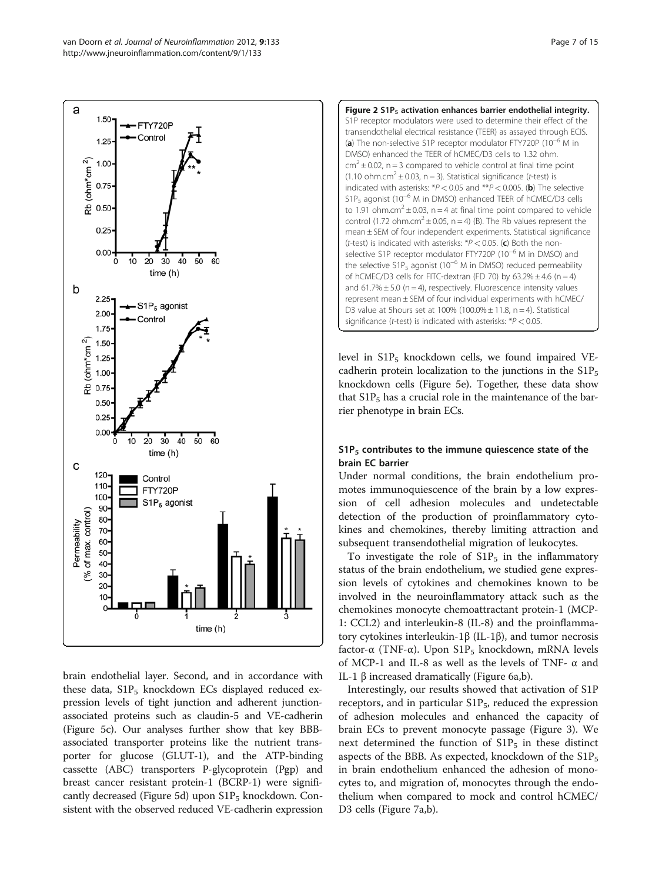**Figure 2 $S1P_5$ activation enhances barrier endothelial integrity.** S1P receptor modulators were used to determine their effect of the transendothelial electrical resistance (TEER) as assayed through ECIS. (**a**) The non-selective S1P receptor modulator FTY720P ($10^{-6}$ M in DMSO) enhanced the TEER of hCMEC/D3 cells to 1.32 ohm. $cm^2 \pm 0.02$, n = 3 compared to vehicle control at final time point (1.10 ohm.$cm^2 \pm 0.03$, n = 3). Statistical significance (*t*-test) is indicated with asterisks: $^*P < 0.05$ and $^{**}P < 0.005$. (**b**) The selective $S1P_5$ agonist ($10^{-6}$ M in DMSO) enhanced TEER of hCMEC/D3 cells to 1.91 ohm.$cm^2 \pm 0.03$, n = 4 at final time point compared to vehicle control (1.72 ohm.$cm^2 \pm 0.05$, n = 4) (B). The Rb values represent the mean ± SEM of four independent experiments. Statistical significance (*t*-test) is indicated with asterisks: $^*P < 0.05$. (**c**) Both the non-selective S1P receptor modulator FTY720P ($10^{-6}$ M in DMSO) and the selective $S1P_5$ agonist ($10^{-6}$ M in DMSO) reduced permeability of hCMEC/D3 cells for FITC-dextran (FD 70) by 63.2% ± 4.6 (n = 4) and 61.7% ± 5.0 (n = 4), respectively. Fluorescence intensity values represent mean ± SEM of four individual experiments with hCMEC/D3 value at 5hours set at 100% (100.0% ± 11.8, n = 4). Statistical significance (*t*-test) is indicated with asterisks: $^*P < 0.05$.

brain endothelial layer. Second, and in accordance with these data, $S1P_5$ knockdown ECs displayed reduced expression levels of tight junction and adherent junction-associated proteins such as claudin-5 and VE-cadherin (Figure 5c). Our analyses further show that key BBB-associated transporter proteins like the nutrient transporter for glucose (GLUT-1), and the ATP-binding cassette (ABC) transporters P-glycoprotein (Pgp) and breast cancer resistant protein-1 (BCRP-1) were significantly decreased (Figure 5d) upon $S1P_5$ knockdown. Consistent with the observed reduced VE-cadherin expression level in $S1P_5$ knockdown cells, we found impaired VE-cadherin protein localization to the junctions in the $S1P_5$ knockdown cells (Figure 5e). Together, these data show that $S1P_5$ has a crucial role in the maintenance of the barrier phenotype in brain ECs.

### $S1P_5$ contributes to the immune quiescence state of the brain EC barrier

Under normal conditions, the brain endothelium promotes immunoquiescence of the brain by a low expression of cell adhesion molecules and undetectable detection of the production of proinflammatory cytokines and chemokines, thereby limiting attraction and subsequent transendothelial migration of leukocytes.

To investigate the role of $S1P_5$ in the inflammatory status of the brain endothelium, we studied gene expression levels of cytokines and chemokines known to be involved in the neuroinflammatory attack such as the chemokines monocyte chemoattractant protein-1 (MCP-1: CCL2) and interleukin-8 (IL-8) and the proinflammatory cytokines interleukin-1β (IL-1β), and tumor necrosis factor-α (TNF-α). Upon $S1P_5$ knockdown, mRNA levels of MCP-1 and IL-8 as well as the levels of TNF- α and IL-1 β increased dramatically (Figure 6a,b).

Interestingly, our results showed that activation of S1P receptors, and in particular $S1P_5$, reduced the expression of adhesion molecules and enhanced the capacity of brain ECs to prevent monocyte passage (Figure 3). We next determined the function of $S1P_5$ in these distinct aspects of the BBB. As expected, knockdown of the $S1P_5$ in brain endothelium enhanced the adhesion of monocytes to, and migration of, monocytes through the endothelium when compared to mock and control hCMEC/D3 cells (Figure 7a,b).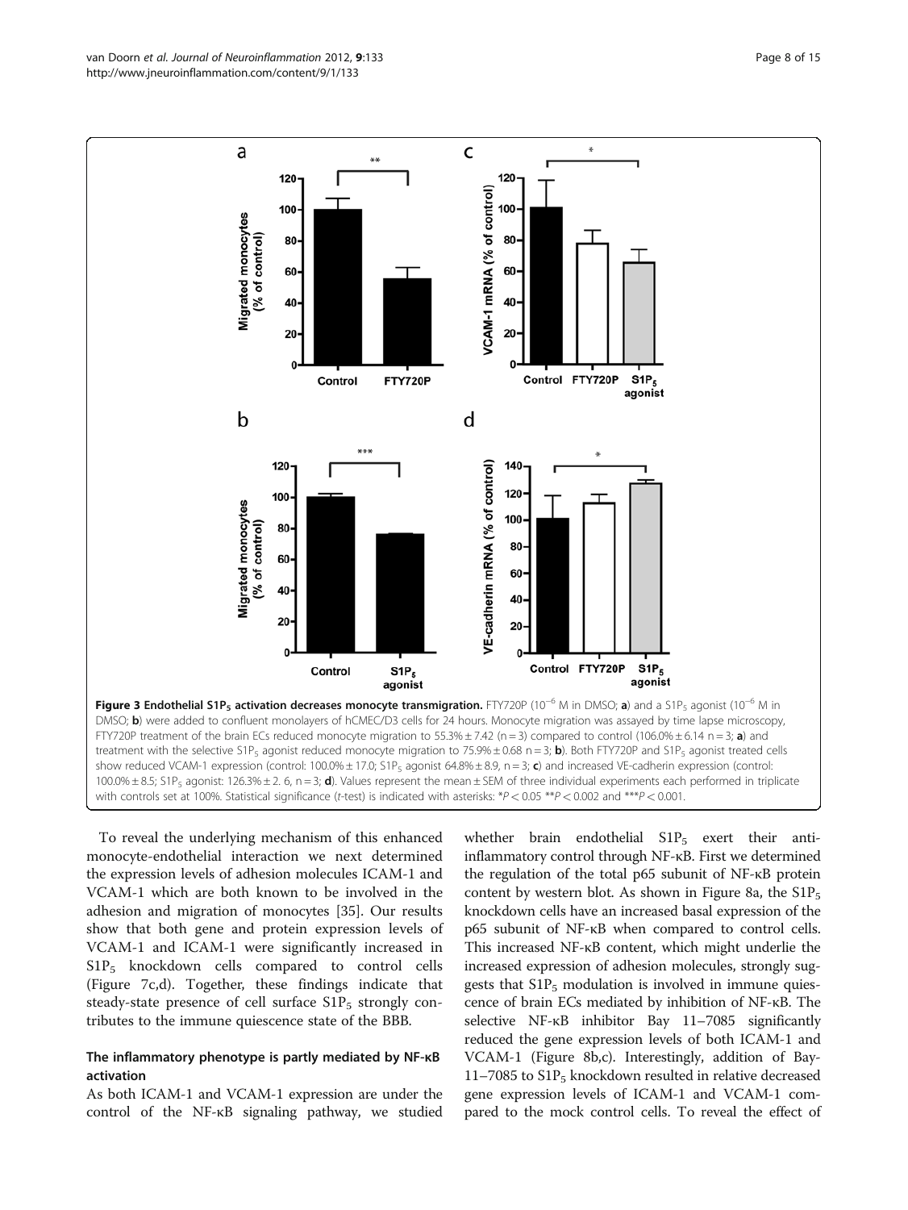**Figure 3 Endothelial $S1P_5$ activation decreases monocyte transmigration.** FTY720P ($10^{-6}$ M in DMSO; **a**) and a $S1P_5$ agonist ($10^{-6}$ M in DMSO; **b**) were added to confluent monolayers of hCMEC/D3 cells for 24 hours. Monocyte migration was assayed by time lapse microscopy, FTY720P treatment of the brain ECs reduced monocyte migration to 55.3% ± 7.42 (n = 3) compared to control (106.0% ± 6.14 n = 3; **a**) and treatment with the selective $S1P_5$ agonist reduced monocyte migration to 75.9% ± 0.68 n = 3; **b**). Both FTY720P and $S1P_5$ agonist treated cells show reduced VCAM-1 expression (control: 100.0% ± 17.0; $S1P_5$ agonist 64.8% ± 8.9, n = 3; **c**) and increased VE-cadherin expression (control: 100.0% ± 8.5; $S1P_5$ agonist: 126.3% ± 2. 6, n = 3; **d**). Values represent the mean ± SEM of three individual experiments each performed in triplicate with controls set at 100%. Statistical significance (*t*-test) is indicated with asterisks: \*$P < 0.05$ \*\*$P < 0.002$ and \*\*\*$P < 0.001$.

To reveal the underlying mechanism of this enhanced monocyte-endothelial interaction we next determined the expression levels of adhesion molecules ICAM-1 and VCAM-1 which are both known to be involved in the adhesion and migration of monocytes [35]. Our results show that both gene and protein expression levels of VCAM-1 and ICAM-1 were significantly increased in $S1P_5$ knockdown cells compared to control cells (Figure 7c,d). Together, these findings indicate that steady-state presence of cell surface $S1P_5$ strongly contributes to the immune quiescence state of the BBB.

### The inflammatory phenotype is partly mediated by NF-κB activation

As both ICAM-1 and VCAM-1 expression are under the control of the NF-κB signaling pathway, we studied whether brain endothelial $S1P_5$ exert their anti-inflammatory control through NF-κB. First we determined the regulation of the total p65 subunit of NF-κB protein content by western blot. As shown in Figure 8a, the $S1P_5$ knockdown cells have an increased basal expression of the p65 subunit of NF-κB when compared to control cells. This increased NF-κB content, which might underlie the increased expression of adhesion molecules, strongly suggests that $S1P_5$ modulation is involved in immune quiescence of brain ECs mediated by inhibition of NF-κB. The selective NF-κB inhibitor Bay 11–7085 significantly reduced the gene expression levels of both ICAM-1 and VCAM-1 (Figure 8b,c). Interestingly, addition of Bay-11–7085 to $S1P_5$ knockdown resulted in relative decreased gene expression levels of ICAM-1 and VCAM-1 compared to the mock control cells. To reveal the effect of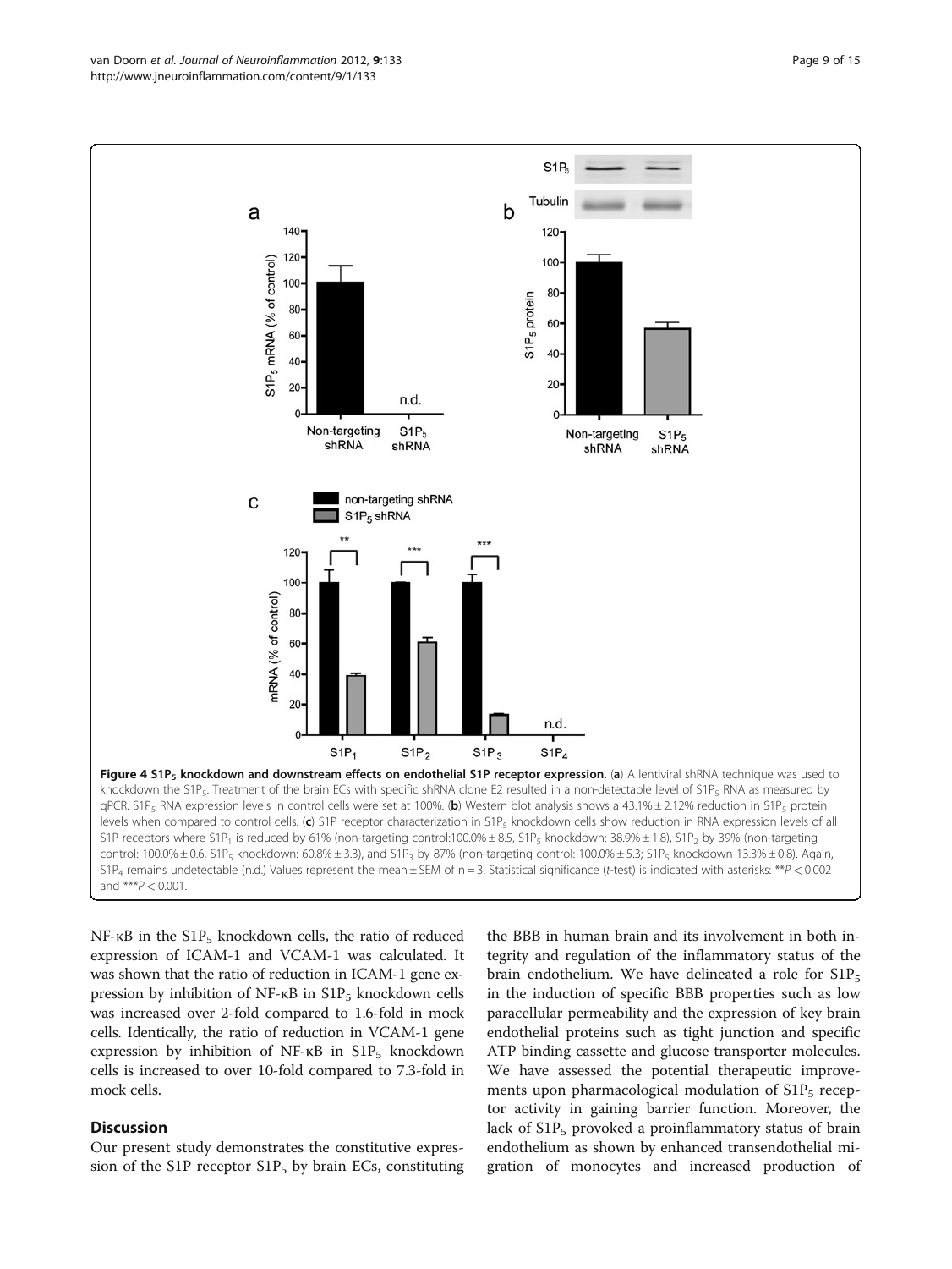**Figure 4 $S1P_5$ knockdown and downstream effects on endothelial S1P receptor expression.** (**a**) A lentiviral shRNA technique was used to knockdown the $S1P_5$. Treatment of the brain ECs with specific shRNA clone E2 resulted in a non-detectable level of $S1P_5$ RNA as measured by qPCR. $S1P_5$ RNA expression levels in control cells were set at 100%. (**b**) Western blot analysis shows a 43.1% ± 2.12% reduction in $S1P_5$ protein levels when compared to control cells. (**c**) S1P receptor characterization in $S1P_5$ knockdown cells show reduction in RNA expression levels of all S1P receptors where $S1P_1$ is reduced by 61% (non-targeting control:100.0% ± 8.5, $S1P_5$ knockdown: 38.9% ± 1.8), $S1P_2$ by 39% (non-targeting control: 100.0% ± 0.6, $S1P_5$ knockdown: 60.8% ± 3.3), and $S1P_3$ by 87% (non-targeting control: 100.0% ± 5.3; $S1P_5$ knockdown 13.3% ± 0.8). Again, $S1P_4$ remains undetectable (n.d.) Values represent the mean ± SEM of n = 3. Statistical significance (*t*-test) is indicated with asterisks: $^{**}P < 0.002$ and $^{***}P < 0.001$.

NF-κB in the $S1P_5$ knockdown cells, the ratio of reduced expression of ICAM-1 and VCAM-1 was calculated. It was shown that the ratio of reduction in ICAM-1 gene expression by inhibition of NF-κB in $S1P_5$ knockdown cells was increased over 2-fold compared to 1.6-fold in mock cells. Identically, the ratio of reduction in VCAM-1 gene expression by inhibition of NF-κB in $S1P_5$ knockdown cells is increased to over 10-fold compared to 7.3-fold in mock cells.

## Discussion

Our present study demonstrates the constitutive expression of the S1P receptor $S1P_5$ by brain ECs, constituting the BBB in human brain and its involvement in both integrity and regulation of the inflammatory status of the brain endothelium. We have delineated a role for $S1P_5$ in the induction of specific BBB properties such as low paracellular permeability and the expression of key brain endothelial proteins such as tight junction and specific ATP binding cassette and glucose transporter molecules. We have assessed the potential therapeutic improvements upon pharmacological modulation of $S1P_5$ receptor activity in gaining barrier function. Moreover, the lack of $S1P_5$ provoked a proinflammatory status of brain endothelium as shown by enhanced transendothelial migration of monocytes and increased production of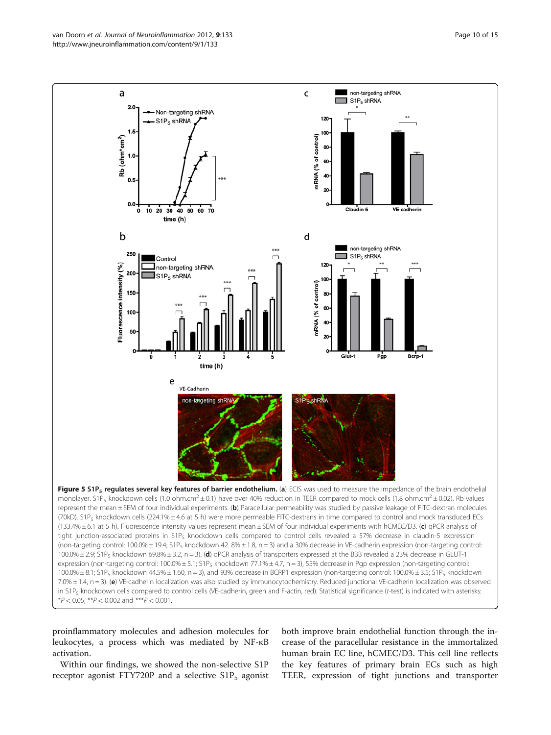**Figure 5 $S1P_5$ regulates several key features of barrier endothelium.** (**a**) ECIS was used to measure the impedance of the brain endothelial monolayer. $S1P_5$ knockdown cells (1.0 ohm.cm$^2$ ± 0.1) have over 40% reduction in TEER compared to mock cells (1.8 ohm.cm$^2$ ± 0.02). Rb values represent the mean ± SEM of four individual experiments. (**b**) Paracellular permeability was studied by passive leakage of FITC-dextran molecules (70kD). $S1P_5$ knockdown cells (224.1% ± 4.6 at 5 h) were more permeable FITC-dextrans in time compared to control and mock transduced ECs (133.4% ± 6.1 at 5 h). Fluorescence intensity values represent mean ± SEM of four individual experiments with hCMEC/D3. (**c**) qPCR analysis of tight junction-associated proteins in $S1P_5$ knockdown cells compared to control cells revealed a 57% decrease in claudin-5 expression (non-targeting control: 100.0% ± 19.4; $S1P_5$ knockdown 42. 8% ± 1.8, n = 3) and a 30% decrease in VE-cadherin expression (non-targeting control: 100.0% ± 2.9; $S1P_5$ knockdown 69.8% ± 3.2, n = 3). (**d**) qPCR analysis of transporters expressed at the BBB revealed a 23% decrease in GLUT-1 expression (non-targeting control: 100.0% ± 5.1; $S1P_5$ knockdown 77.1% ± 4.7, n = 3), 55% decrease in Pgp expression (non-targeting control: 100.0% ± 8.1; $S1P_5$ knockdown 44.5% ± 1.60, n = 3), and 93% decrease in BCRP1 expression (non-targeting control: 100.0% ± 3.5; $S1P_5$ knockdown 7.0% ± 1.4, n = 3). (**e**) VE-cadherin localization was also studied by immunocytochemistry. Reduced junctional VE-cadherin localization was observed in $S1P_5$ knockdown cells compared to control cells (VE-cadherin, green and F-actin, red). Statistical significance (*t*-test) is indicated with asterisks: *$P < 0.05$, **$P < 0.002$ and ***$P < 0.001$.

proinflammatory molecules and adhesion molecules for leukocytes, a process which was mediated by NF-κB activation.

Within our findings, we showed the non-selective S1P receptor agonist FTY720P and a selective $S1P_5$ agonist both improve brain endothelial function through the increase of the paracellular resistance in the immortalized human brain EC line, hCMEC/D3. This cell line reflects the key features of primary brain ECs such as high TEER, expression of tight junctions and transporter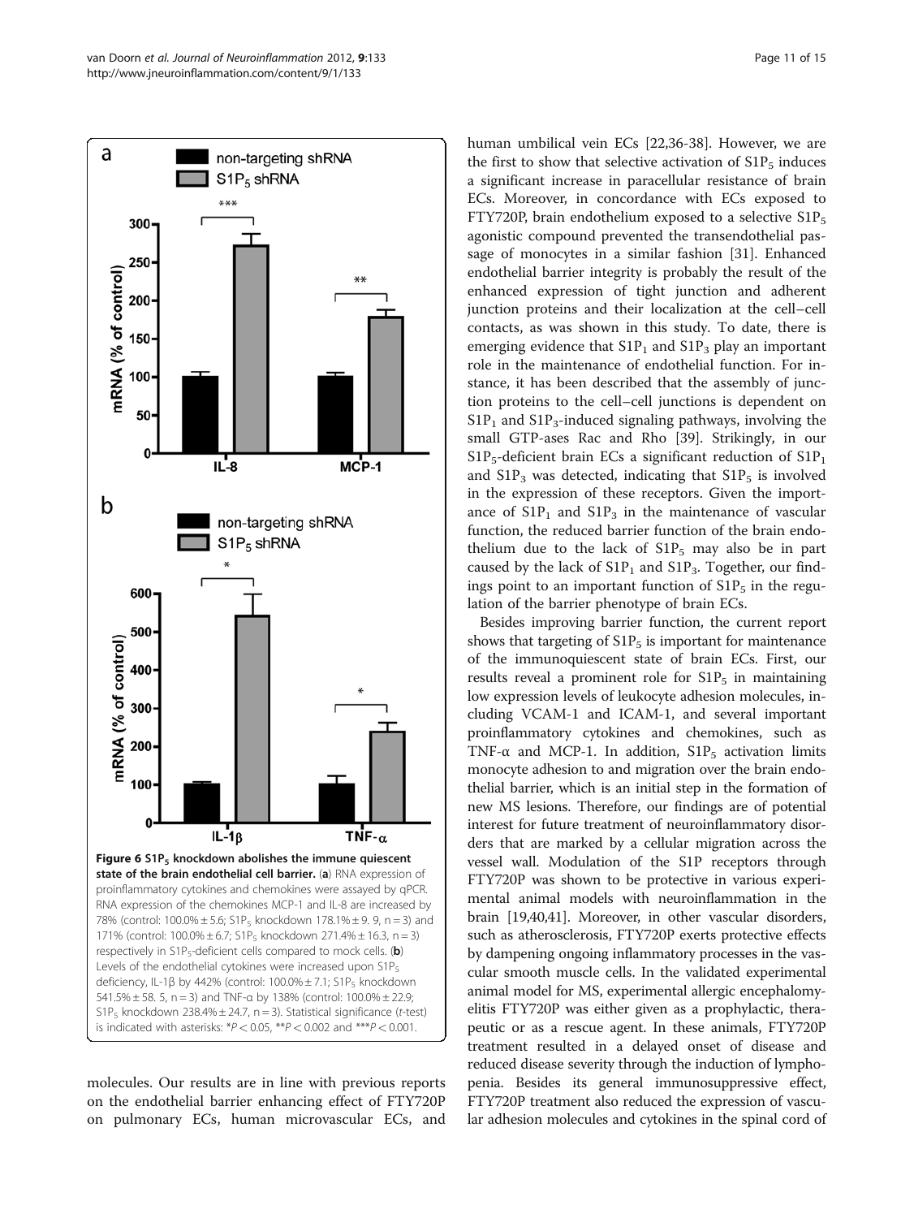**Figure 6 $S1P_5$ knockdown abolishes the immune quiescent state of the brain endothelial cell barrier.** (**a**) RNA expression of proinflammatory cytokines and chemokines were assayed by qPCR. RNA expression of the chemokines MCP-1 and IL-8 are increased by 78% (control: 100.0% ± 5.6; $S1P_5$ knockdown 178.1% ± 9. 9, n = 3) and 171% (control: 100.0% ± 6.7; $S1P_5$ knockdown 271.4% ± 16.3, n = 3) respectively in $S1P_5$-deficient cells compared to mock cells. (**b**) Levels of the endothelial cytokines were increased upon $S1P_5$ deficiency, IL-1β by 442% (control: 100.0% ± 7.1; $S1P_5$ knockdown 541.5% ± 58. 5, n = 3) and TNF-α by 138% (control: 100.0% ± 22.9; $S1P_5$ knockdown 238.4% ± 24.7, n = 3). Statistical significance (*t*-test) is indicated with asterisks: $^*P < 0.05$, $^{**}P < 0.002$ and $^{***}P < 0.001$.

molecules. Our results are in line with previous reports on the endothelial barrier enhancing effect of FTY720P on pulmonary ECs, human microvascular ECs, and human umbilical vein ECs [22,36-38]. However, we are the first to show that selective activation of $S1P_5$ induces a significant increase in paracellular resistance of brain ECs. Moreover, in concordance with ECs exposed to FTY720P, brain endothelium exposed to a selective $S1P_5$ agonistic compound prevented the transendothelial passage of monocytes in a similar fashion [31]. Enhanced endothelial barrier integrity is probably the result of the enhanced expression of tight junction and adherent junction proteins and their localization at the cell–cell contacts, as was shown in this study. To date, there is emerging evidence that $S1P_1$ and $S1P_3$ play an important role in the maintenance of endothelial function. For instance, it has been described that the assembly of junction proteins to the cell–cell junctions is dependent on $S1P_1$ and $S1P_3$-induced signaling pathways, involving the small GTP-ases Rac and Rho [39]. Strikingly, in our $S1P_5$-deficient brain ECs a significant reduction of $S1P_1$ and $S1P_3$ was detected, indicating that $S1P_5$ is involved in the expression of these receptors. Given the importance of $S1P_1$ and $S1P_3$ in the maintenance of vascular function, the reduced barrier function of the brain endothelium due to the lack of $S1P_5$ may also be in part caused by the lack of $S1P_1$ and $S1P_3$. Together, our findings point to an important function of $S1P_5$ in the regulation of the barrier phenotype of brain ECs.

Besides improving barrier function, the current report shows that targeting of $S1P_5$ is important for maintenance of the immunoquiescent state of brain ECs. First, our results reveal a prominent role for $S1P_5$ in maintaining low expression levels of leukocyte adhesion molecules, including VCAM-1 and ICAM-1, and several important proinflammatory cytokines and chemokines, such as TNF-α and MCP-1. In addition, $S1P_5$ activation limits monocyte adhesion to and migration over the brain endothelial barrier, which is an initial step in the formation of new MS lesions. Therefore, our findings are of potential interest for future treatment of neuroinflammatory disorders that are marked by a cellular migration across the vessel wall. Modulation of the S1P receptors through FTY720P was shown to be protective in various experimental animal models with neuroinflammation in the brain [19,40,41]. Moreover, in other vascular disorders, such as atherosclerosis, FTY720P exerts protective effects by dampening ongoing inflammatory processes in the vascular smooth muscle cells. In the validated experimental animal model for MS, experimental allergic encephalomyelitis FTY720P was either given as a prophylactic, therapeutic or as a rescue agent. In these animals, FTY720P treatment resulted in a delayed onset of disease and reduced disease severity through the induction of lymphopenia. Besides its general immunosuppressive effect, FTY720P treatment also reduced the expression of vascular adhesion molecules and cytokines in the spinal cord of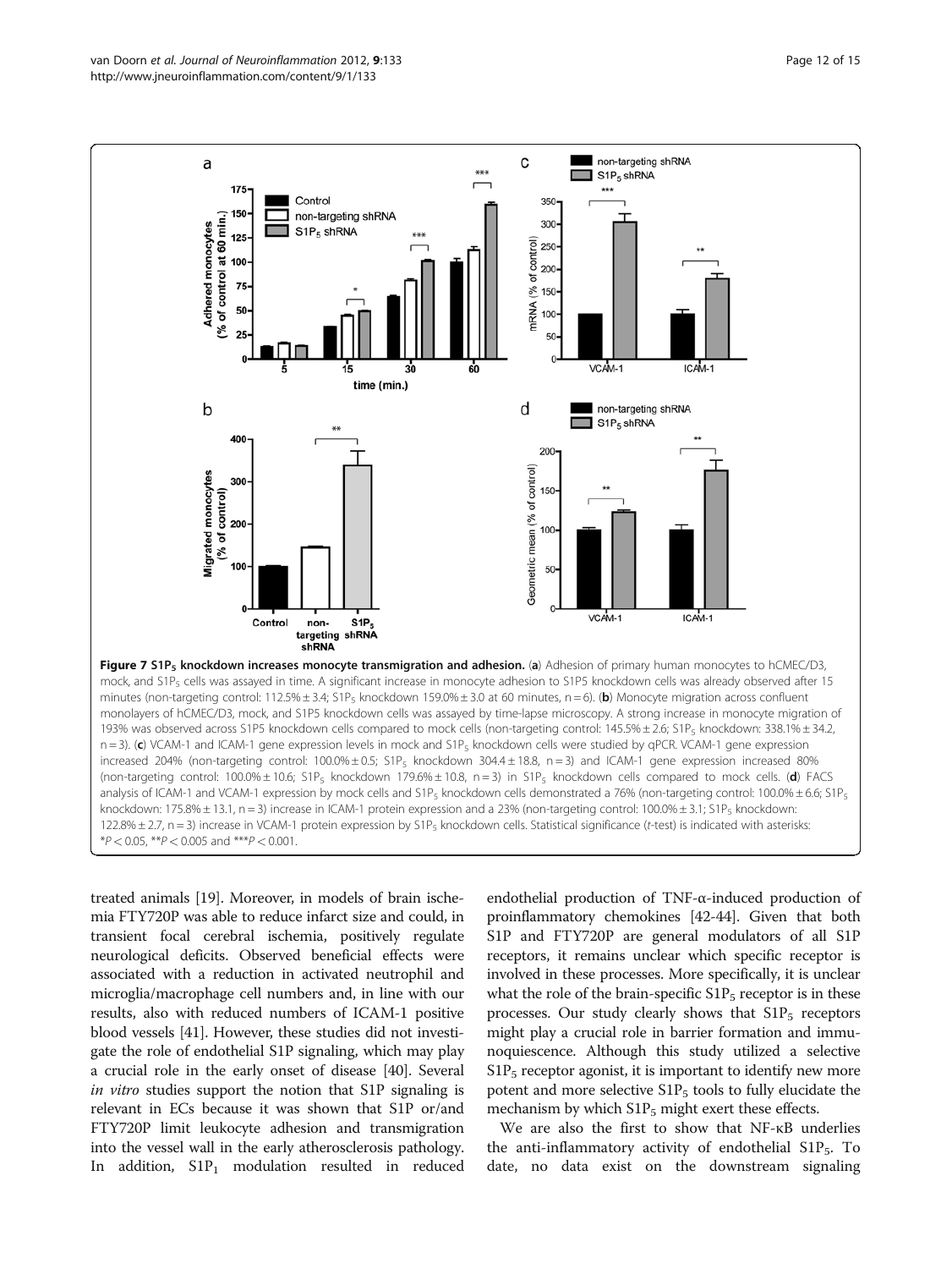**Figure 7 $S1P_5$ knockdown increases monocyte transmigration and adhesion.** (**a**) Adhesion of primary human monocytes to hCMEC/D3, mock, and $S1P_5$ cells was assayed in time. A significant increase in monocyte adhesion to S1P5 knockdown cells was already observed after 15 minutes (non-targeting control: 112.5% ± 3.4; $S1P_5$ knockdown 159.0% ± 3.0 at 60 minutes, n = 6). (**b**) Monocyte migration across confluent monolayers of hCMEC/D3, mock, and S1P5 knockdown cells was assayed by time-lapse microscopy. A strong increase in monocyte migration of 193% was observed across S1P5 knockdown cells compared to mock cells (non-targeting control: 145.5% ± 2.6; $S1P_5$ knockdown: 338.1% ± 34.2, n = 3). (**c**) VCAM-1 and ICAM-1 gene expression levels in mock and $S1P_5$ knockdown cells were studied by qPCR. VCAM-1 gene expression increased 204% (non-targeting control: 100.0% ± 0.5; $S1P_5$ knockdown 304.4 ± 18.8, n = 3) and ICAM-1 gene expression increased 80% (non-targeting control: 100.0% ± 10.6; $S1P_5$ knockdown 179.6% ± 10.8, n = 3) in $S1P_5$ knockdown cells compared to mock cells. (**d**) FACS analysis of ICAM-1 and VCAM-1 expression by mock cells and $S1P_5$ knockdown cells demonstrated a 76% (non-targeting control: 100.0% ± 6.6; $S1P_5$ knockdown: 175.8% ± 13.1, n = 3) increase in ICAM-1 protein expression and a 23% (non-targeting control: 100.0% ± 3.1; $S1P_5$ knockdown: 122.8% ± 2.7, n = 3) increase in VCAM-1 protein expression by $S1P_5$ knockdown cells. Statistical significance (*t*-test) is indicated with asterisks: *$P < 0.05$, **$P < 0.005$ and ***$P < 0.001$.

treated animals [19]. Moreover, in models of brain ischemia FTY720P was able to reduce infarct size and could, in transient focal cerebral ischemia, positively regulate neurological deficits. Observed beneficial effects were associated with a reduction in activated neutrophil and microglia/macrophage cell numbers and, in line with our results, also with reduced numbers of ICAM-1 positive blood vessels [41]. However, these studies did not investigate the role of endothelial S1P signaling, which may play a crucial role in the early onset of disease [40]. Several *in vitro* studies support the notion that S1P signaling is relevant in ECs because it was shown that S1P or/and FTY720P limit leukocyte adhesion and transmigration into the vessel wall in the early atherosclerosis pathology. In addition, $S1P_1$ modulation resulted in reduced endothelial production of TNF-α-induced production of proinflammatory chemokines [42-44]. Given that both S1P and FTY720P are general modulators of all S1P receptors, it remains unclear which specific receptor is involved in these processes. More specifically, it is unclear what the role of the brain-specific $S1P_5$ receptor is in these processes. Our study clearly shows that $S1P_5$ receptors might play a crucial role in barrier formation and immunoquiescence. Although this study utilized a selective $S1P_5$ receptor agonist, it is important to identify new more potent and more selective $S1P_5$ tools to fully elucidate the mechanism by which $S1P_5$ might exert these effects.

We are also the first to show that NF-κB underlies the anti-inflammatory activity of endothelial $S1P_5$. To date, no data exist on the downstream signaling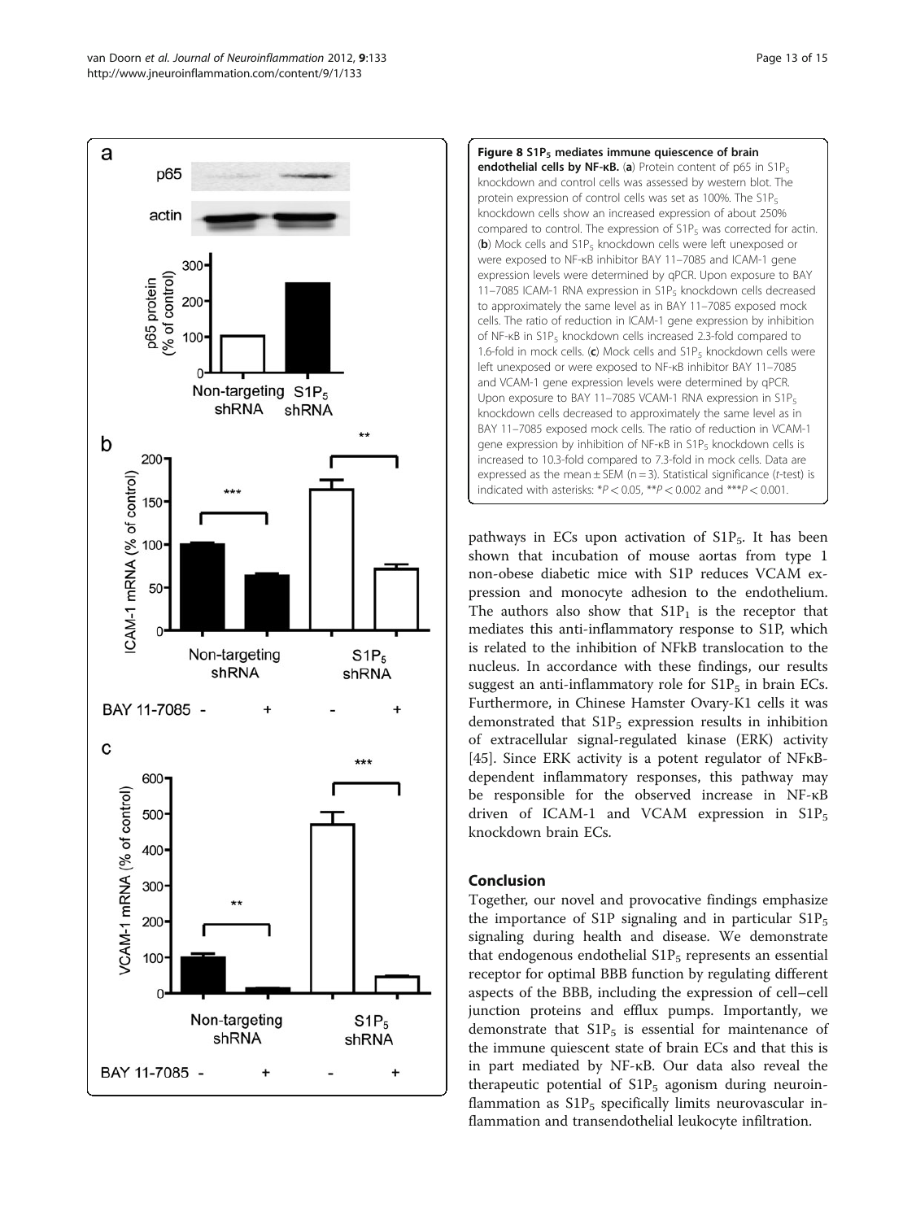**Figure 8 $S1P_5$ mediates immune quiescence of brain endothelial cells by NF-κB.** (**a**) Protein content of p65 in $S1P_5$ knockdown and control cells was assessed by western blot. The protein expression of control cells was set as 100%. The $S1P_5$ knockdown cells show an increased expression of about 250% compared to control. The expression of $S1P_5$ was corrected for actin. (**b**) Mock cells and $S1P_5$ knockdown cells were left unexposed or were exposed to NF-κB inhibitor BAY 11–7085 and ICAM-1 gene expression levels were determined by qPCR. Upon exposure to BAY 11–7085 ICAM-1 RNA expression in $S1P_5$ knockdown cells decreased to approximately the same level as in BAY 11–7085 exposed mock cells. The ratio of reduction in ICAM-1 gene expression by inhibition of NF-κB in $S1P_5$ knockdown cells increased 2.3-fold compared to 1.6-fold in mock cells. (**c**) Mock cells and $S1P_5$ knockdown cells were left unexposed or were exposed to NF-κB inhibitor BAY 11–7085 and VCAM-1 gene expression levels were determined by qPCR. Upon exposure to BAY 11–7085 VCAM-1 RNA expression in $S1P_5$ knockdown cells decreased to approximately the same level as in BAY 11–7085 exposed mock cells. The ratio of reduction in VCAM-1 gene expression by inhibition of NF-κB in $S1P_5$ knockdown cells is increased to 10.3-fold compared to 7.3-fold in mock cells. Data are expressed as the mean ± SEM (n = 3). Statistical significance (*t*-test) is indicated with asterisks: *$P < 0.05$, **$P < 0.002$ and ***$P < 0.001$.

pathways in ECs upon activation of $S1P_5$. It has been shown that incubation of mouse aortas from type 1 non-obese diabetic mice with S1P reduces VCAM expression and monocyte adhesion to the endothelium. The authors also show that $S1P_1$ is the receptor that mediates this anti-inflammatory response to S1P, which is related to the inhibition of NFkB translocation to the nucleus. In accordance with these findings, our results suggest an anti-inflammatory role for $S1P_5$ in brain ECs. Furthermore, in Chinese Hamster Ovary-K1 cells it was demonstrated that $S1P_5$ expression results in inhibition of extracellular signal-regulated kinase (ERK) activity [45]. Since ERK activity is a potent regulator of NFκB-dependent inflammatory responses, this pathway may be responsible for the observed increase in NF-κB driven of ICAM-1 and VCAM expression in $S1P_5$ knockdown brain ECs.

## Conclusion

Together, our novel and provocative findings emphasize the importance of S1P signaling and in particular $S1P_5$ signaling during health and disease. We demonstrate that endogenous endothelial $S1P_5$ represents an essential receptor for optimal BBB function by regulating different aspects of the BBB, including the expression of cell–cell junction proteins and efflux pumps. Importantly, we demonstrate that $S1P_5$ is essential for maintenance of the immune quiescent state of brain ECs and that this is in part mediated by NF-κB. Our data also reveal the therapeutic potential of $S1P_5$ agonism during neuroinflammation as $S1P_5$ specifically limits neurovascular inflammation and transendothelial leukocyte infiltration.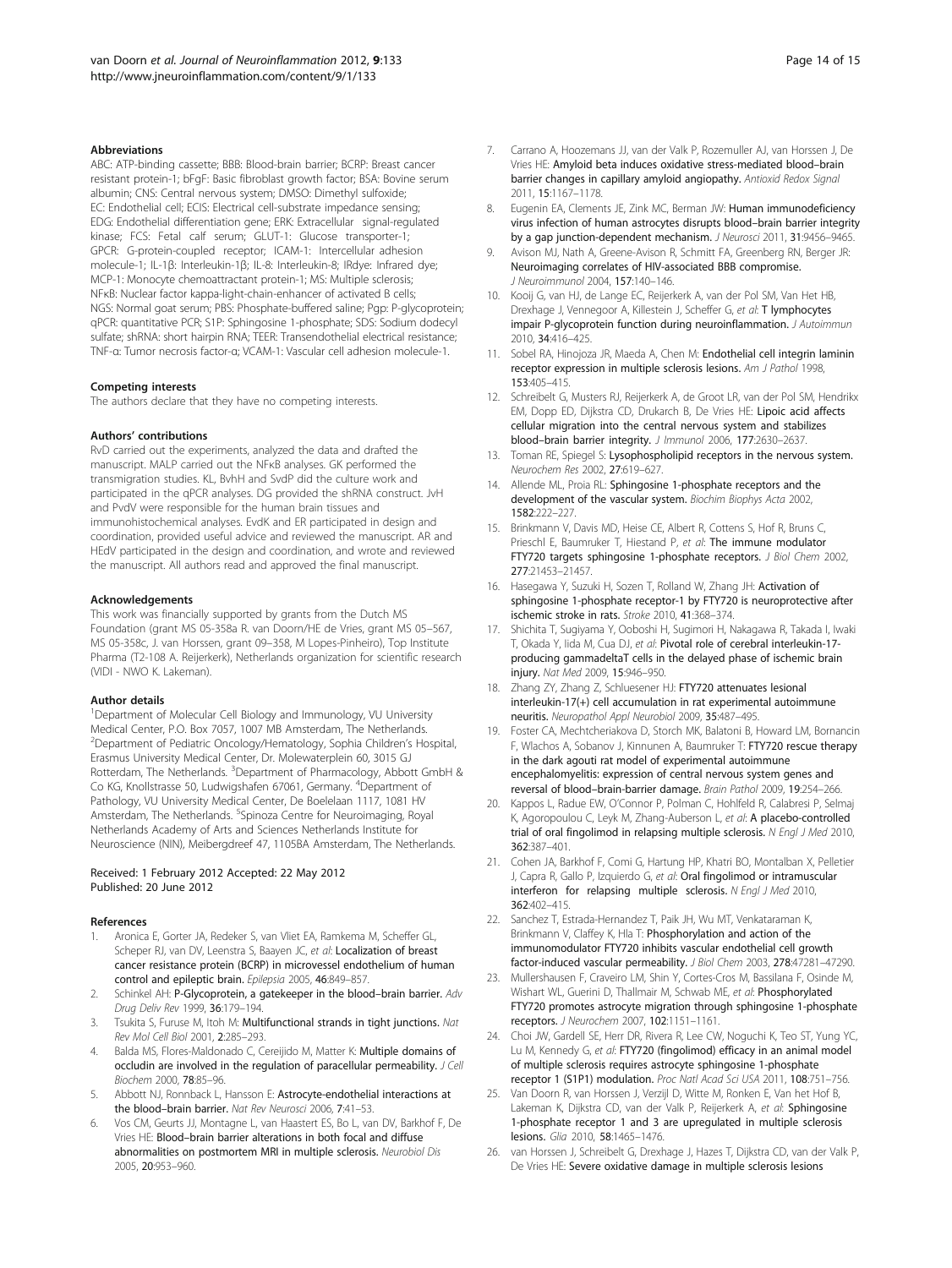## Abbreviations

ABC: ATP-binding cassette; BBB: Blood-brain barrier; BCRP: Breast cancer resistant protein-1; bFgF: Basic fibroblast growth factor; BSA: Bovine serum albumin; CNS: Central nervous system; DMSO: Dimethyl sulfoxide; EC: Endothelial cell; ECIS: Electrical cell-substrate impedance sensing; EDG: Endothelial differentiation gene; ERK: Extracellular signal-regulated kinase; FCS: Fetal calf serum; GLUT-1: Glucose transporter-1; GPCR: G-protein-coupled receptor; ICAM-1: Intercellular adhesion molecule-1; IL-1β: Interleukin-1β; IL-8: Interleukin-8; IRdye: Infrared dye; MCP-1: Monocyte chemoattractant protein-1; MS: Multiple sclerosis; NFκB: Nuclear factor kappa-light-chain-enhancer of activated B cells; NGS: Normal goat serum; PBS: Phosphate-buffered saline; Pgp: P-glycoprotein; qPCR: quantitative PCR; S1P: Sphingosine 1-phosphate; SDS: Sodium dodecyl sulfate; shRNA: short hairpin RNA; TEER: Transendothelial electrical resistance; TNF-α: Tumor necrosis factor-α; VCAM-1: Vascular cell adhesion molecule-1.

## Competing interests

The authors declare that they have no competing interests.

## Authors' contributions

RvD carried out the experiments, analyzed the data and drafted the manuscript. MALP carried out the NFκB analyses. GK performed the transmigration studies. KL, BvhH and SvdP did the culture work and participated in the qPCR analyses. DG provided the shRNA construct. JvH and PvdV were responsible for the human brain tissues and immunohistochemical analyses. EvdK and ER participated in design and coordination, provided useful advice and reviewed the manuscript. AR and HEdV participated in the design and coordination, and wrote and reviewed the manuscript. All authors read and approved the final manuscript.

## Acknowledgements

This work was financially supported by grants from the Dutch MS Foundation (grant MS 05-358a R. van Doorn/HE de Vries, grant MS 05–567, MS 05-358c, J. van Horssen, grant 09–358, M Lopes-Pinheiro), Top Institute Pharma (T2-108 A. Reijerkerk), Netherlands organization for scientific research (VIDI - NWO K. Lakeman).

## Author details

[1]Department of Molecular Cell Biology and Immunology, VU University Medical Center, P.O. Box 7057, 1007 MB Amsterdam, The Netherlands. [2]Department of Pediatric Oncology/Hematology, Sophia Children's Hospital, Erasmus University Medical Center, Dr. Molewaterplein 60, 3015 GJ Rotterdam, The Netherlands. [3]Department of Pharmacology, Abbott GmbH & Co KG, Knollstrasse 50, Ludwigshafen 67061, Germany. [4]Department of Pathology, VU University Medical Center, De Boelelaan 1117, 1081 HV Amsterdam, The Netherlands. [5]Spinoza Centre for Neuroimaging, Royal Netherlands Academy of Arts and Sciences Netherlands Institute for Neuroscience (NIN), Meibergdreef 47, 1105BA Amsterdam, The Netherlands.

Received: 1 February 2012 Accepted: 22 May 2012
Published: 20 June 2012

## References

1. Aronica E, Gorter JA, Redeker S, van Vliet EA, Ramkema M, Scheffer GL, Scheper RJ, van DV, Leenstra S, Baayen JC, *et al*: **Localization of breast cancer resistance protein (BCRP) in microvessel endothelium of human control and epileptic brain.** *Epilepsia* 2005, **46**:849–857.
2. Schinkel AH: **P-Glycoprotein, a gatekeeper in the blood–brain barrier.** *Adv Drug Deliv Rev* 1999, **36**:179–194.
3. Tsukita S, Furuse M, Itoh M: **Multifunctional strands in tight junctions.** *Nat Rev Mol Cell Biol* 2001, **2**:285–293.
4. Balda MS, Flores-Maldonado C, Cereijido M, Matter K: **Multiple domains of occludin are involved in the regulation of paracellular permeability.** *J Cell Biochem* 2000, **78**:85–96.
5. Abbott NJ, Ronnback L, Hansson E: **Astrocyte-endothelial interactions at the blood–brain barrier.** *Nat Rev Neurosci* 2006, **7**:41–53.
6. Vos CM, Geurts JJ, Montagne L, van Haastert ES, Bo L, van DV, Barkhof F, De Vries HE: **Blood–brain barrier alterations in both focal and diffuse abnormalities on postmortem MRI in multiple sclerosis.** *Neurobiol Dis* 2005, **20**:953–960.
7. Carrano A, Hoozemans JJ, van der Valk P, Rozemuller AJ, van Horssen J, De Vries HE: **Amyloid beta induces oxidative stress-mediated blood–brain barrier changes in capillary amyloid angiopathy.** *Antioxid Redox Signal* 2011, **15**:1167–1178.
8. Eugenin EA, Clements JE, Zink MC, Berman JW: **Human immunodeficiency virus infection of human astrocytes disrupts blood–brain barrier integrity by a gap junction-dependent mechanism.** *J Neurosci* 2011, **31**:9456–9465.
9. Avison MJ, Nath A, Greene-Avison R, Schmitt FA, Greenberg RN, Berger JR: **Neuroimaging correlates of HIV-associated BBB compromise.** *J Neuroimmunol* 2004, **157**:140–146.
10. Kooij G, van HJ, de Lange EC, Reijerkerk A, van der Pol SM, Van Het HB, Drexhage J, Vennegoor A, Killestein J, Scheffer G, *et al*: **T lymphocytes impair P-glycoprotein function during neuroinflammation.** *J Autoimmun* 2010, **34**:416–425.
11. Sobel RA, Hinojoza JR, Maeda A, Chen M: **Endothelial cell integrin laminin receptor expression in multiple sclerosis lesions.** *Am J Pathol* 1998, **153**:405–415.
12. Schreibelt G, Musters RJ, Reijerkerk A, de Groot LR, van der Pol SM, Hendrikx EM, Dopp ED, Dijkstra CD, Drukarch B, De Vries HE: **Lipoic acid affects cellular migration into the central nervous system and stabilizes blood–brain barrier integrity.** *J Immunol* 2006, **177**:2630–2637.
13. Toman RE, Spiegel S: **Lysophospholipid receptors in the nervous system.** *Neurochem Res* 2002, **27**:619–627.
14. Allende ML, Proia RL: **Sphingosine 1-phosphate receptors and the development of the vascular system.** *Biochim Biophys Acta* 2002, **1582**:222–227.
15. Brinkmann V, Davis MD, Heise CE, Albert R, Cottens S, Hof R, Bruns C, Prieschl E, Baumruker T, Hiestand P, *et al*: **The immune modulator FTY720 targets sphingosine 1-phosphate receptors.** *J Biol Chem* 2002, **277**:21453–21457.
16. Hasegawa Y, Suzuki H, Sozen T, Rolland W, Zhang JH: **Activation of sphingosine 1-phosphate receptor-1 by FTY720 is neuroprotective after ischemic stroke in rats.** *Stroke* 2010, **41**:368–374.
17. Shichita T, Sugiyama Y, Ooboshi H, Sugimori H, Nakagawa R, Takada I, Iwaki T, Okada Y, Iida M, Cua DJ, *et al*: **Pivotal role of cerebral interleukin-17-producing gammadeltaT cells in the delayed phase of ischemic brain injury.** *Nat Med* 2009, **15**:946–950.
18. Zhang ZY, Zhang Z, Schluesener HJ: **FTY720 attenuates lesional interleukin-17(+) cell accumulation in rat experimental autoimmune neuritis.** *Neuropathol Appl Neurobiol* 2009, **35**:487–495.
19. Foster CA, Mechtcheriakova D, Storch MK, Balatoni B, Howard LM, Bornancin F, Wlachos A, Sobanov J, Kinnunen A, Baumruker T: **FTY720 rescue therapy in the dark agouti rat model of experimental autoimmune encephalomyelitis: expression of central nervous system genes and reversal of blood–brain-barrier damage.** *Brain Pathol* 2009, **19**:254–266.
20. Kappos L, Radue EW, O'Connor P, Polman C, Hohlfeld R, Calabresi P, Selmaj K, Agoropoulou C, Leyk M, Zhang-Auberson L, *et al*: **A placebo-controlled trial of oral fingolimod in relapsing multiple sclerosis.** *N Engl J Med* 2010, **362**:387–401.
21. Cohen JA, Barkhof F, Comi G, Hartung HP, Khatri BO, Montalban X, Pelletier J, Capra R, Gallo P, Izquierdo G, *et al*: **Oral fingolimod or intramuscular interferon for relapsing multiple sclerosis.** *N Engl J Med* 2010, **362**:402–415.
22. Sanchez T, Estrada-Hernandez T, Paik JH, Wu MT, Venkataraman K, Brinkmann V, Claffey K, Hla T: **Phosphorylation and action of the immunomodulator FTY720 inhibits vascular endothelial cell growth factor-induced vascular permeability.** *J Biol Chem* 2003, **278**:47281–47290.
23. Mullershausen F, Craveiro LM, Shin Y, Cortes-Cros M, Bassilana F, Osinde M, Wishart WL, Guerini D, Thallmair M, Schwab ME, *et al*: **Phosphorylated FTY720 promotes astrocyte migration through sphingosine 1-phosphate receptors.** *J Neurochem* 2007, **102**:1151–1161.
24. Choi JW, Gardell SE, Herr DR, Rivera R, Lee CW, Noguchi K, Teo ST, Yung YC, Lu M, Kennedy G, *et al*: **FTY720 (fingolimod) efficacy in an animal model of multiple sclerosis requires astrocyte sphingosine 1-phosphate receptor 1 (S1P1) modulation.** *Proc Natl Acad Sci USA* 2011, **108**:751–756.
25. Van Doorn R, van Horssen J, Verzijl D, Witte M, Ronken E, Van het Hof B, Lakeman K, Dijkstra CD, van der Valk P, Reijerkerk A, *et al*: **Sphingosine 1-phosphate receptor 1 and 3 are upregulated in multiple sclerosis lesions.** *Glia* 2010, **58**:1465–1476.
26. van Horssen J, Schreibelt G, Drexhage J, Hazes T, Dijkstra CD, van der Valk P, De Vries HE: **Severe oxidative damage in multiple sclerosis lesions**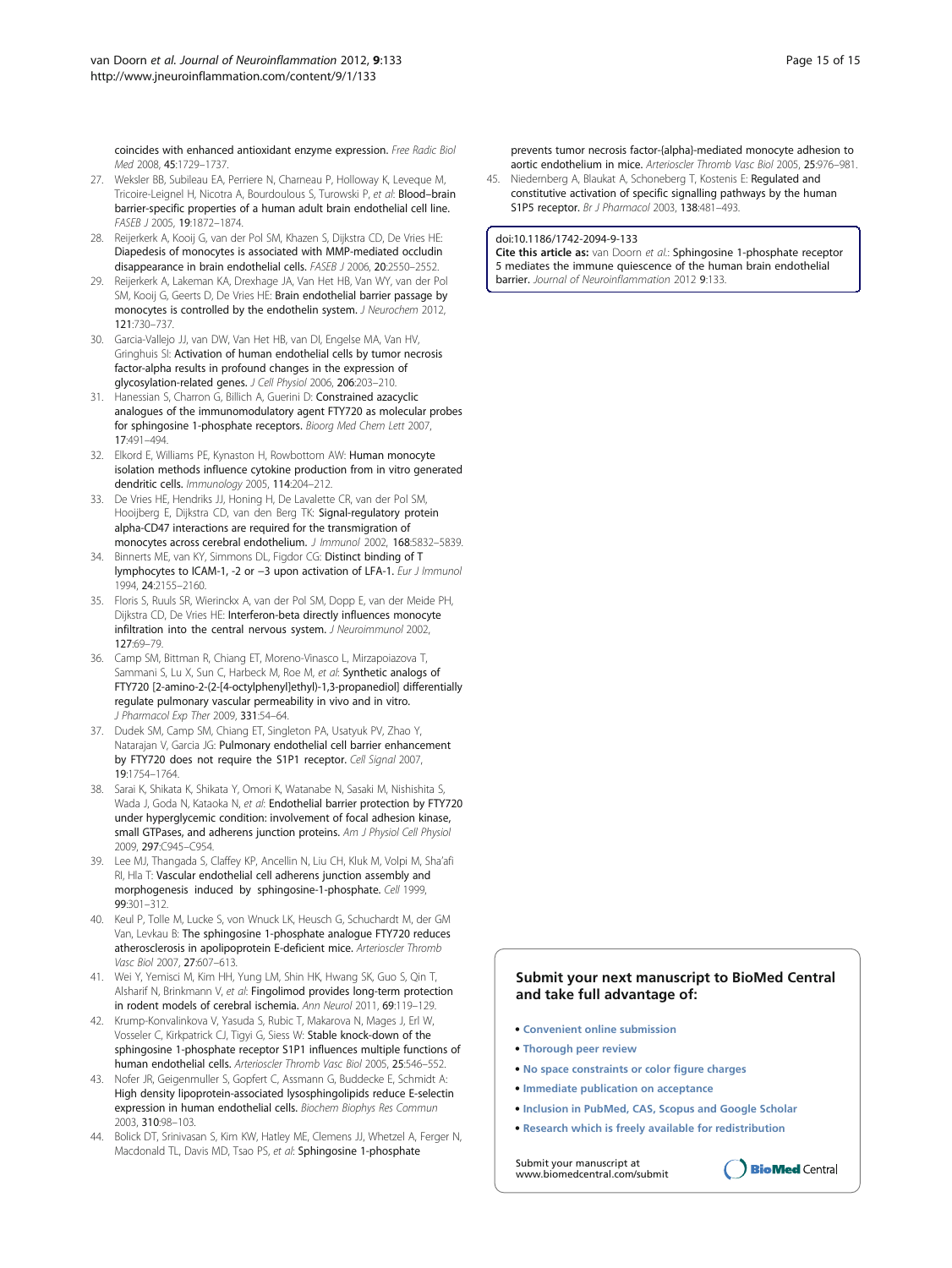coincides with enhanced antioxidant enzyme expression. *Free Radic Biol Med* 2008, 45:1729–1737.

27. Weksler BB, Subileau EA, Perriere N, Charneau P, Holloway K, Leveque M, Tricoire-Leignel H, Nicotra A, Bourdoulous S, Turowski P, *et al*: **Blood–brain barrier-specific properties of a human adult brain endothelial cell line.** *FASEB J* 2005, 19:1872–1874.
28. Reijerkerk A, Kooij G, van der Pol SM, Khazen S, Dijkstra CD, De Vries HE: **Diapedesis of monocytes is associated with MMP-mediated occludin disappearance in brain endothelial cells.** *FASEB J* 2006, 20:2550–2552.
29. Reijerkerk A, Lakeman KA, Drexhage JA, Van Het HB, Van WY, van der Pol SM, Kooij G, Geerts D, De Vries HE: **Brain endothelial barrier passage by monocytes is controlled by the endothelin system.** *J Neurochem* 2012, 121:730–737.
30. Garcia-Vallejo JJ, van DW, Van Het HB, van DI, Engelse MA, Van HV, Gringhuis SI: **Activation of human endothelial cells by tumor necrosis factor-alpha results in profound changes in the expression of glycosylation-related genes.** *J Cell Physiol* 2006, 206:203–210.
31. Hanessian S, Charron G, Billich A, Guerini D: **Constrained azacyclic analogues of the immunomodulatory agent FTY720 as molecular probes for sphingosine 1-phosphate receptors.** *Bioorg Med Chem Lett* 2007, 17:491–494.
32. Elkord E, Williams PE, Kynaston H, Rowbottom AW: **Human monocyte isolation methods influence cytokine production from in vitro generated dendritic cells.** *Immunology* 2005, 114:204–212.
33. De Vries HE, Hendriks JJ, Honing H, De Lavalette CR, van der Pol SM, Hooijberg E, Dijkstra CD, van den Berg TK: **Signal-regulatory protein alpha-CD47 interactions are required for the transmigration of monocytes across cerebral endothelium.** *J Immunol* 2002, 168:5832–5839.
34. Binnerts ME, van KY, Simmons DL, Figdor CG: **Distinct binding of T lymphocytes to ICAM-1, -2 or −3 upon activation of LFA-1.** *Eur J Immunol* 1994, 24:2155–2160.
35. Floris S, Ruuls SR, Wierinckx A, van der Pol SM, Dopp E, van der Meide PH, Dijkstra CD, De Vries HE: **Interferon-beta directly influences monocyte infiltration into the central nervous system.** *J Neuroimmunol* 2002, 127:69–79.
36. Camp SM, Bittman R, Chiang ET, Moreno-Vinasco L, Mirzapoiazova T, Sammani S, Lu X, Sun C, Harbeck M, Roe M, *et al*: **Synthetic analogs of FTY720 [2-amino-2-(2-[4-octylphenyl]ethyl)-1,3-propanediol] differentially regulate pulmonary vascular permeability in vivo and in vitro.** *J Pharmacol Exp Ther* 2009, 331:54–64.
37. Dudek SM, Camp SM, Chiang ET, Singleton PA, Usatyuk PV, Zhao Y, Natarajan V, Garcia JG: **Pulmonary endothelial cell barrier enhancement by FTY720 does not require the S1P1 receptor.** *Cell Signal* 2007, 19:1754–1764.
38. Sarai K, Shikata K, Shikata Y, Omori K, Watanabe N, Sasaki M, Nishishita S, Wada J, Goda N, Kataoka N, *et al*: **Endothelial barrier protection by FTY720 under hyperglycemic condition: involvement of focal adhesion kinase, small GTPases, and adherens junction proteins.** *Am J Physiol Cell Physiol* 2009, 297:C945–C954.
39. Lee MJ, Thangada S, Claffey KP, Ancellin N, Liu CH, Kluk M, Volpi M, Sha'afi RI, Hla T: **Vascular endothelial cell adherens junction assembly and morphogenesis induced by sphingosine-1-phosphate.** *Cell* 1999, 99:301–312.
40. Keul P, Tolle M, Lucke S, von Wnuck LK, Heusch G, Schuchardt M, der GM Van, Levkau B: **The sphingosine 1-phosphate analogue FTY720 reduces atherosclerosis in apolipoprotein E-deficient mice.** *Arterioscler Thromb Vasc Biol* 2007, 27:607–613.
41. Wei Y, Yemisci M, Kim HH, Yung LM, Shin HK, Hwang SK, Guo S, Qin T, Alsharif N, Brinkmann V, *et al*: **Fingolimod provides long-term protection in rodent models of cerebral ischemia.** *Ann Neurol* 2011, 69:119–129.
42. Krump-Konvalinkova V, Yasuda S, Rubic T, Makarova N, Mages J, Erl W, Vosseler C, Kirkpatrick CJ, Tigyi G, Siess W: **Stable knock-down of the sphingosine 1-phosphate receptor S1P1 influences multiple functions of human endothelial cells.** *Arterioscler Thromb Vasc Biol* 2005, 25:546–552.
43. Nofer JR, Geigenmuller S, Gopfert C, Assmann G, Buddecke E, Schmidt A: **High density lipoprotein-associated lysosphingolipids reduce E-selectin expression in human endothelial cells.** *Biochem Biophys Res Commun* 2003, 310:98–103.
44. Bolick DT, Srinivasan S, Kim KW, Hatley ME, Clemens JJ, Whetzel A, Ferger N, Macdonald TL, Davis MD, Tsao PS, *et al*: **Sphingosine 1-phosphate prevents tumor necrosis factor-{alpha}-mediated monocyte adhesion to aortic endothelium in mice.** *Arterioscler Thromb Vasc Biol* 2005, 25:976–981.
45. Niedernberg A, Blaukat A, Schoneberg T, Kostenis E: **Regulated and constitutive activation of specific signalling pathways by the human S1P5 receptor.** *Br J Pharmacol* 2003, 138:481–493.

doi:10.1186/1742-2094-9-133

**Cite this article as:** van Doorn *et al.*: Sphingosine 1-phosphate receptor 5 mediates the immune quiescence of the human brain endothelial barrier. *Journal of Neuroinflammation* 2012 9:133.

**Submit your next manuscript to BioMed Central and take full advantage of:**

- **Convenient online submission**
- **Thorough peer review**
- **No space constraints or color figure charges**
- **Immediate publication on acceptance**
- **Inclusion in PubMed, CAS, Scopus and Google Scholar**
- **Research which is freely available for redistribution**

Submit your manuscript at www.biomedcentral.com/submit

BioMed Central